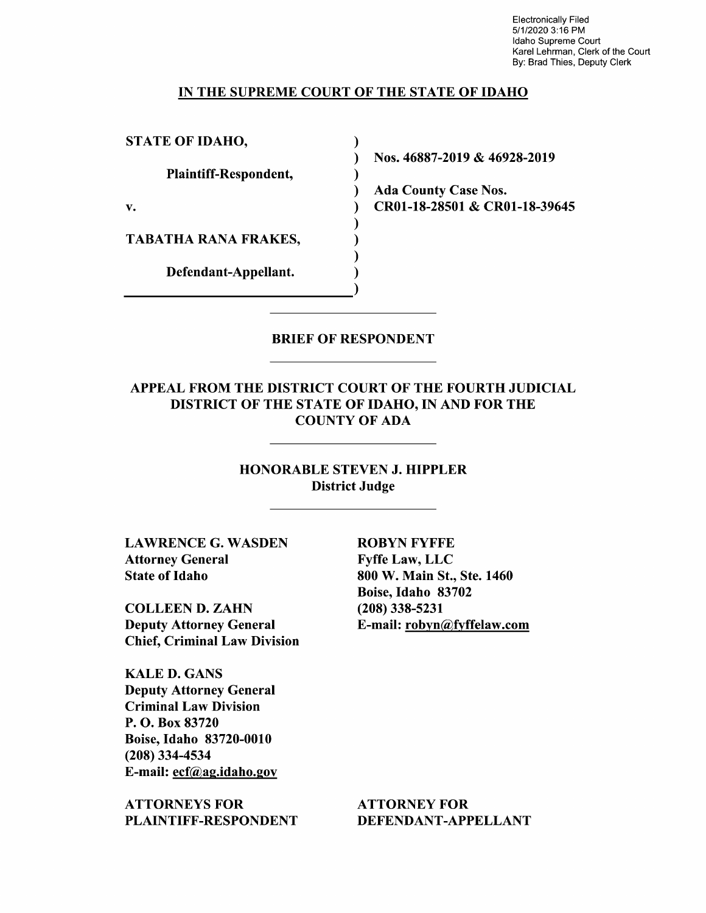Electronically Filed
5/1/2020 3:16 PM
Idaho Supreme Court
Karel Lehrman, Clerk of the Court
By: Brad Thies, Deputy Clerk

# IN THE SUPREME COURT OF THE STATE OF IDAHO

| | |
|---|---|
| **STATE OF IDAHO,** | **Nos. 46887-2019 & 46928-2019** |
| **Plaintiff-Respondent,** | |
| | **Ada County Case Nos.** |
| **v.** | **CR01-18-28501 & CR01-18-39645** |
| **TABATHA RANA FRAKES,** | |
| **Defendant-Appellant.** | |

## BRIEF OF RESPONDENT

### APPEAL FROM THE DISTRICT COURT OF THE FOURTH JUDICIAL DISTRICT OF THE STATE OF IDAHO, IN AND FOR THE COUNTY OF ADA

**HONORABLE STEVEN J. HIPPLER**
**District Judge**

**LAWRENCE G. WASDEN**
**Attorney General**
**State of Idaho**

**COLLEEN D. ZAHN**
**Deputy Attorney General**
**Chief, Criminal Law Division**

**KALE D. GANS**
**Deputy Attorney General**
**Criminal Law Division**
**P. O. Box 83720**
**Boise, Idaho 83720-0010**
**(208) 334-4534**
**E-mail: ecf@ag.idaho.gov**

**ATTORNEYS FOR PLAINTIFF-RESPONDENT**

**ROBYN FYFFE**
**Fyffe Law, LLC**
**800 W. Main St., Ste. 1460**
**Boise, Idaho 83702**
**(208) 338-5231**
**E-mail: robyn@fyffelaw.com**

**ATTORNEY FOR DEFENDANT-APPELLANT**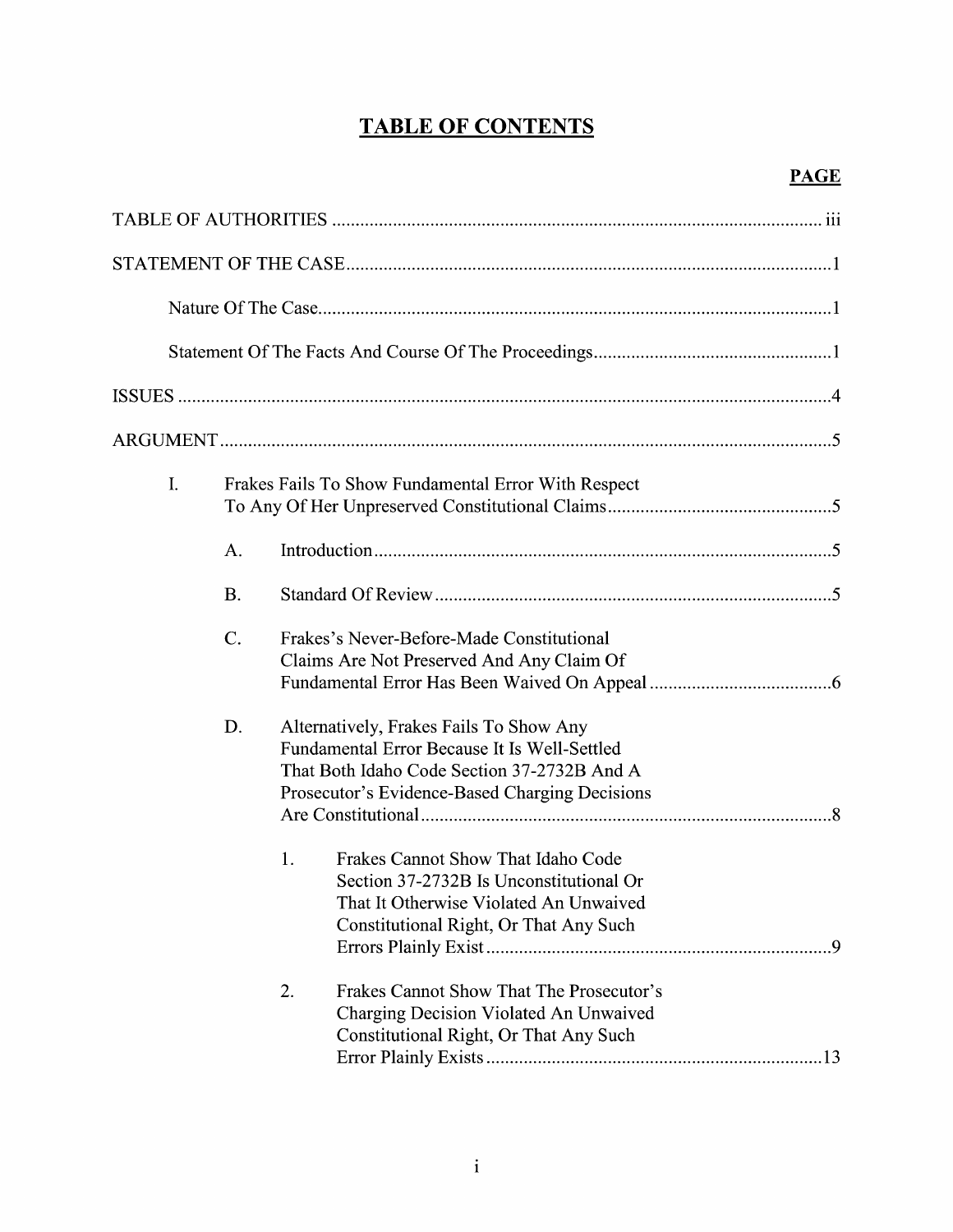# TABLE OF CONTENTS

**PAGE**

TABLE OF AUTHORITIES ........................................................................................................ iii

STATEMENT OF THE CASE ...................................................................................................... 1

Nature Of The Case ............................................................................................................ 1

Statement Of The Facts And Course Of The Proceedings ................................................. 1

ISSUES ......................................................................................................................................... 4

ARGUMENT ................................................................................................................................ 5

I. Frakes Fails To Show Fundamental Error With Respect To Any Of Her Unpreserved Constitutional Claims ................................................ 5

A. Introduction ................................................................................................. 5

B. Standard Of Review ..................................................................................... 5

C. Frakes's Never-Before-Made Constitutional Claims Are Not Preserved And Any Claim Of Fundamental Error Has Been Waived On Appeal ....................................... 6

D. Alternatively, Frakes Fails To Show Any Fundamental Error Because It Is Well-Settled That Both Idaho Code Section 37-2732B And A Prosecutor's Evidence-Based Charging Decisions Are Constitutional ....................................................................................... 8

1. Frakes Cannot Show That Idaho Code Section 37-2732B Is Unconstitutional Or That It Otherwise Violated An Unwaived Constitutional Right, Or That Any Such Errors Plainly Exist ......................................................................... 9

2. Frakes Cannot Show That The Prosecutor's Charging Decision Violated An Unwaived Constitutional Right, Or That Any Such Error Plainly Exists ....................................................................... 13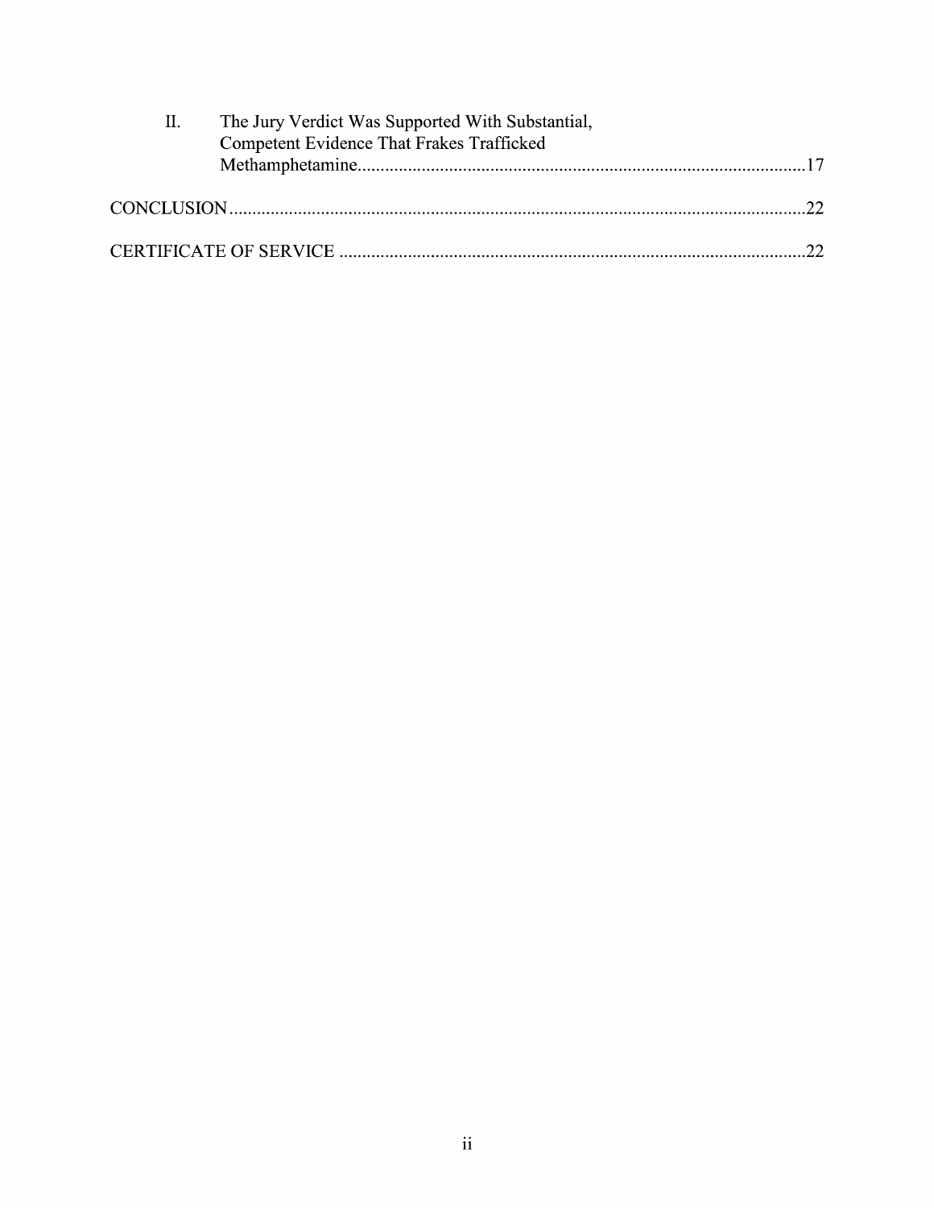II. The Jury Verdict Was Supported With Substantial, Competent Evidence That Frakes Trafficked Methamphetamine.....17

CONCLUSION.....22

CERTIFICATE OF SERVICE.....22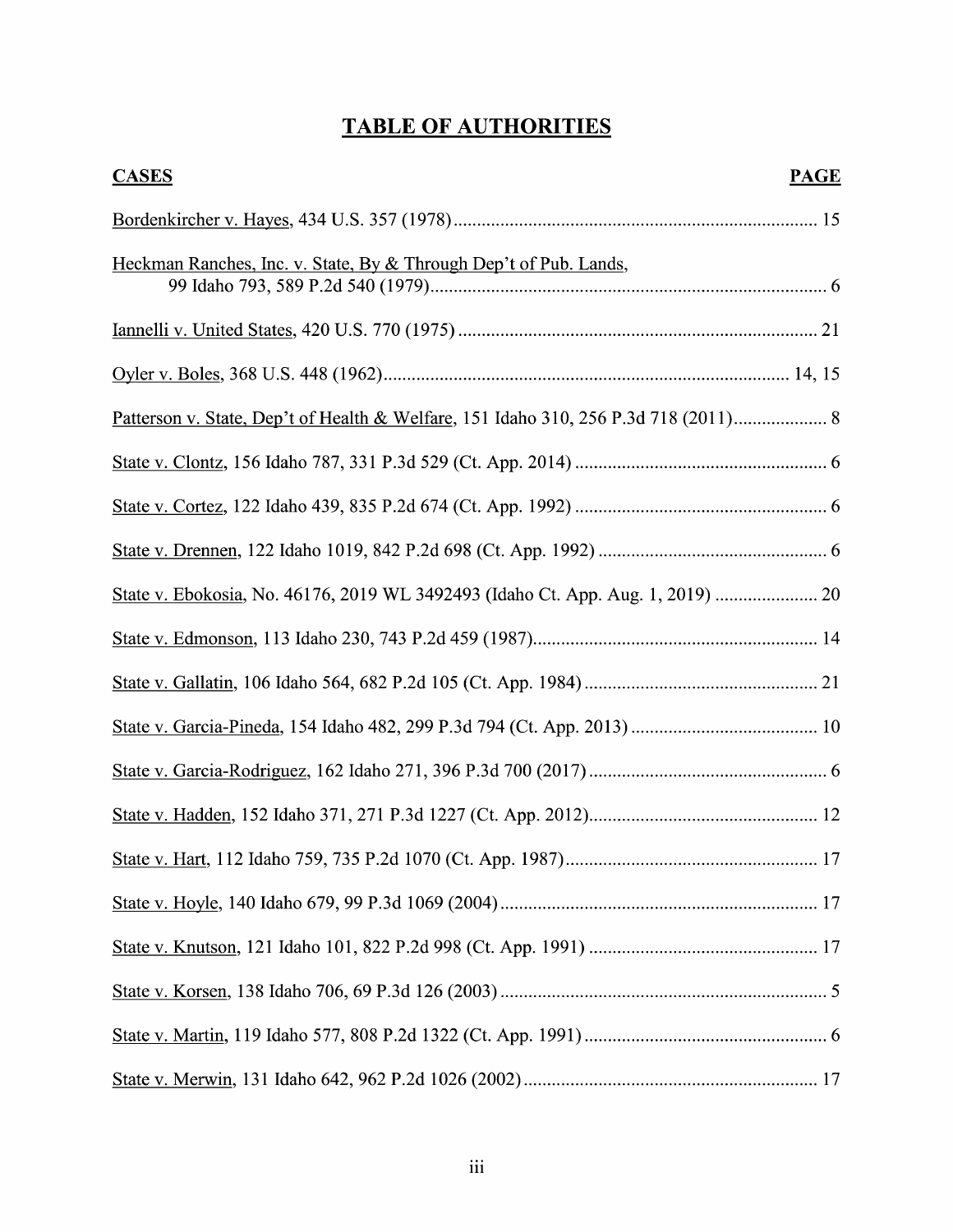# TABLE OF AUTHORITIES

| CASES | PAGE |
|---|---|
| Bordenkircher v. Hayes, 434 U.S. 357 (1978) | 15 |
| Heckman Ranches, Inc. v. State, By & Through Dep't of Pub. Lands, 99 Idaho 793, 589 P.2d 540 (1979) | 6 |
| Iannelli v. United States, 420 U.S. 770 (1975) | 21 |
| Oyler v. Boles, 368 U.S. 448 (1962) | 14, 15 |
| Patterson v. State, Dep't of Health & Welfare, 151 Idaho 310, 256 P.3d 718 (2011) | 8 |
| State v. Clontz, 156 Idaho 787, 331 P.3d 529 (Ct. App. 2014) | 6 |
| State v. Cortez, 122 Idaho 439, 835 P.2d 674 (Ct. App. 1992) | 6 |
| State v. Drennen, 122 Idaho 1019, 842 P.2d 698 (Ct. App. 1992) | 6 |
| State v. Ebokosia, No. 46176, 2019 WL 3492493 (Idaho Ct. App. Aug. 1, 2019) | 20 |
| State v. Edmonson, 113 Idaho 230, 743 P.2d 459 (1987) | 14 |
| State v. Gallatin, 106 Idaho 564, 682 P.2d 105 (Ct. App. 1984) | 21 |
| State v. Garcia-Pineda, 154 Idaho 482, 299 P.3d 794 (Ct. App. 2013) | 10 |
| State v. Garcia-Rodriguez, 162 Idaho 271, 396 P.3d 700 (2017) | 6 |
| State v. Hadden, 152 Idaho 371, 271 P.3d 1227 (Ct. App. 2012) | 12 |
| State v. Hart, 112 Idaho 759, 735 P.2d 1070 (Ct. App. 1987) | 17 |
| State v. Hoyle, 140 Idaho 679, 99 P.3d 1069 (2004) | 17 |
| State v. Knutson, 121 Idaho 101, 822 P.2d 998 (Ct. App. 1991) | 17 |
| State v. Korsen, 138 Idaho 706, 69 P.3d 126 (2003) | 5 |
| State v. Martin, 119 Idaho 577, 808 P.2d 1322 (Ct. App. 1991) | 6 |
| State v. Merwin, 131 Idaho 642, 962 P.2d 1026 (2002) | 17 |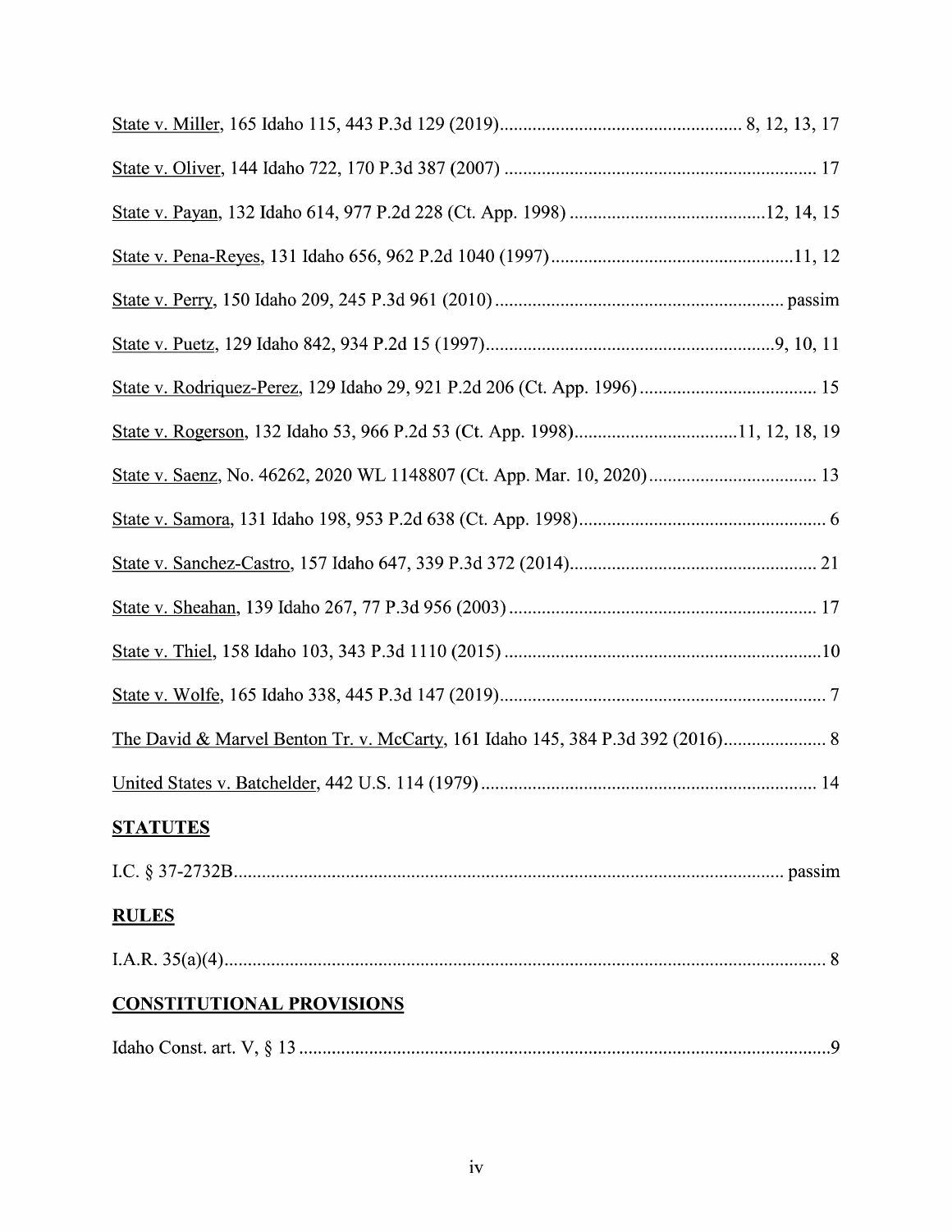State v. Miller, 165 Idaho 115, 443 P.3d 129 (2019) .................................................... 8, 12, 13, 17

State v. Oliver, 144 Idaho 722, 170 P.3d 387 (2007) .................................................................... 17

State v. Payan, 132 Idaho 614, 977 P.2d 228 (Ct. App. 1998) ..........................................12, 14, 15

State v. Pena-Reyes, 131 Idaho 656, 962 P.2d 1040 (1997) ....................................................11, 12

State v. Perry, 150 Idaho 209, 245 P.3d 961 (2010) .............................................................. passim

State v. Puetz, 129 Idaho 842, 934 P.2d 15 (1997) ..............................................................9, 10, 11

State v. Rodriquez-Perez, 129 Idaho 29, 921 P.2d 206 (Ct. App. 1996) ...................................... 15

State v. Rogerson, 132 Idaho 53, 966 P.2d 53 (Ct. App. 1998) ...................................11, 12, 18, 19

State v. Saenz, No. 46262, 2020 WL 1148807 (Ct. App. Mar. 10, 2020) .................................... 13

State v. Samora, 131 Idaho 198, 953 P.2d 638 (Ct. App. 1998) ..................................................... 6

State v. Sanchez-Castro, 157 Idaho 647, 339 P.3d 372 (2014) ..................................................... 21

State v. Sheahan, 139 Idaho 267, 77 P.3d 956 (2003) .................................................................. 17

State v. Thiel, 158 Idaho 103, 343 P.3d 1110 (2015) ....................................................................10

State v. Wolfe, 165 Idaho 338, 445 P.3d 147 (2019) ....................................................................... 7

The David & Marvel Benton Tr. v. McCarty, 161 Idaho 145, 384 P.3d 392 (2016) ...................... 8

United States v. Batchelder, 442 U.S. 114 (1979) ........................................................................ 14

**STATUTES**

I.C. § 37-2732B ..................................................................................................................... passim

**RULES**

I.A.R. 35(a)(4) .................................................................................................................................. 8

**CONSTITUTIONAL PROVISIONS**

Idaho Const. art. V, § 13 ..................................................................................................................9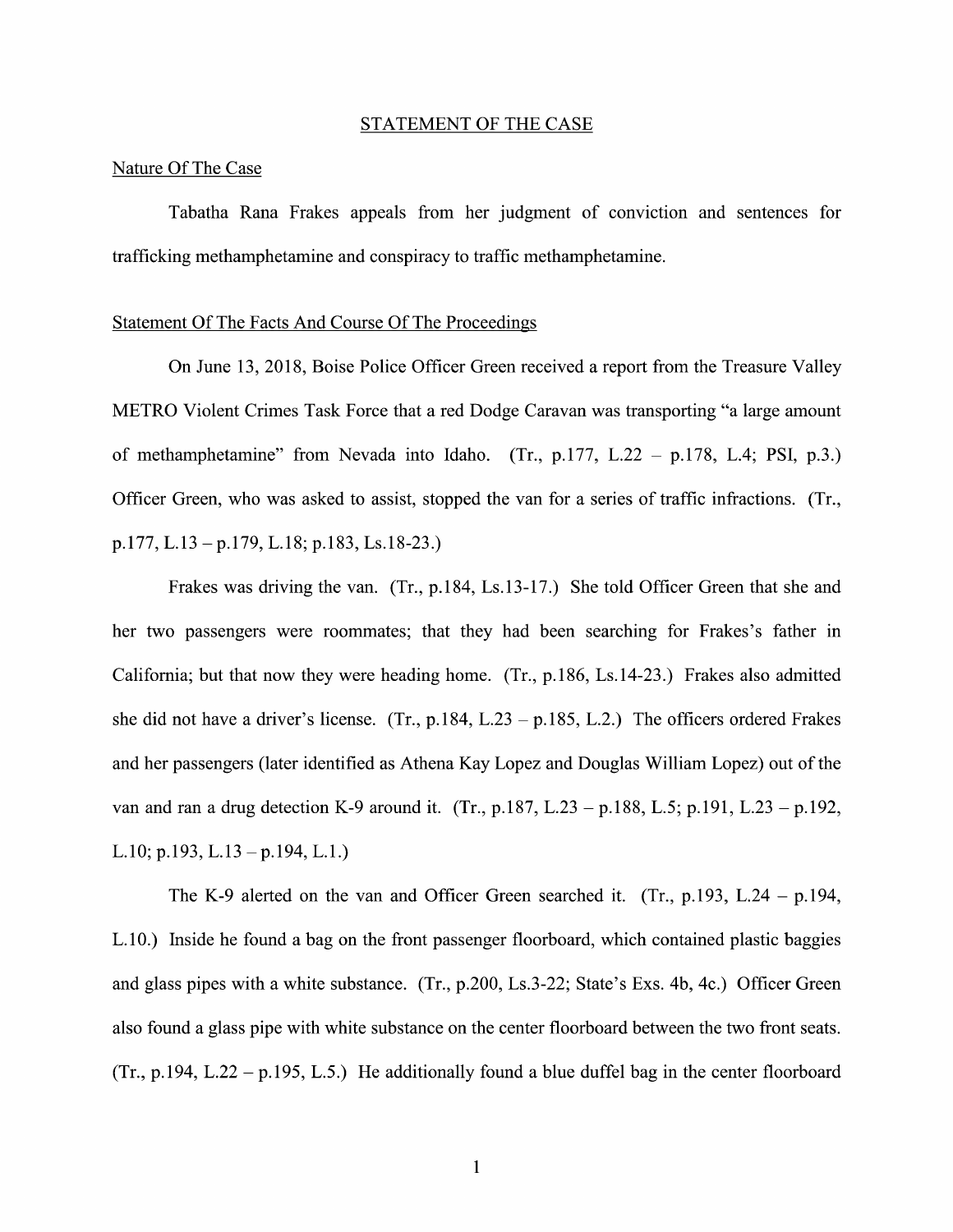## STATEMENT OF THE CASE

### Nature Of The Case

Tabatha Rana Frakes appeals from her judgment of conviction and sentences for trafficking methamphetamine and conspiracy to traffic methamphetamine.

### Statement Of The Facts And Course Of The Proceedings

On June 13, 2018, Boise Police Officer Green received a report from the Treasure Valley METRO Violent Crimes Task Force that a red Dodge Caravan was transporting "a large amount of methamphetamine" from Nevada into Idaho. (Tr., p.177, L.22 – p.178, L.4; PSI, p.3.) Officer Green, who was asked to assist, stopped the van for a series of traffic infractions. (Tr., p.177, L.13 – p.179, L.18; p.183, Ls.18-23.)

Frakes was driving the van. (Tr., p.184, Ls.13-17.) She told Officer Green that she and her two passengers were roommates; that they had been searching for Frakes's father in California; but that now they were heading home. (Tr., p.186, Ls.14-23.) Frakes also admitted she did not have a driver's license. (Tr., p.184, L.23 – p.185, L.2.) The officers ordered Frakes and her passengers (later identified as Athena Kay Lopez and Douglas William Lopez) out of the van and ran a drug detection K-9 around it. (Tr., p.187, L.23 – p.188, L.5; p.191, L.23 – p.192, L.10; p.193, L.13 – p.194, L.1.)

The K-9 alerted on the van and Officer Green searched it. (Tr., p.193, L.24 – p.194, L.10.) Inside he found a bag on the front passenger floorboard, which contained plastic baggies and glass pipes with a white substance. (Tr., p.200, Ls.3-22; State's Exs. 4b, 4c.) Officer Green also found a glass pipe with white substance on the center floorboard between the two front seats. (Tr., p.194, L.22 – p.195, L.5.) He additionally found a blue duffel bag in the center floorboard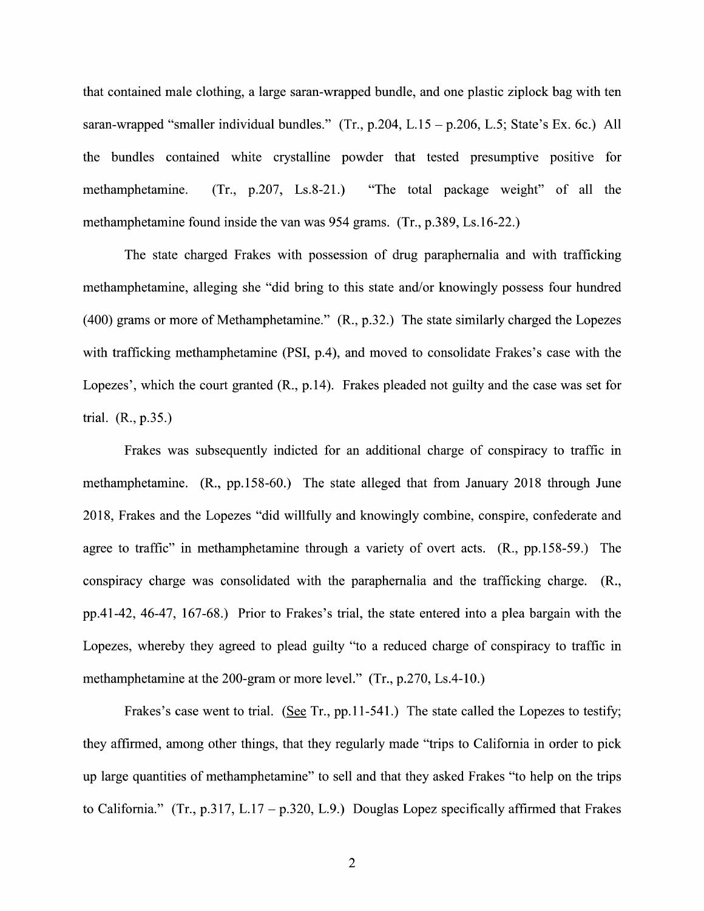that contained male clothing, a large saran-wrapped bundle, and one plastic ziplock bag with ten saran-wrapped "smaller individual bundles." (Tr., p.204, L.15 – p.206, L.5; State's Ex. 6c.) All the bundles contained white crystalline powder that tested presumptive positive for methamphetamine. (Tr., p.207, Ls.8-21.) "The total package weight" of all the methamphetamine found inside the van was 954 grams. (Tr., p.389, Ls.16-22.)

The state charged Frakes with possession of drug paraphernalia and with trafficking methamphetamine, alleging she "did bring to this state and/or knowingly possess four hundred (400) grams or more of Methamphetamine." (R., p.32.) The state similarly charged the Lopezes with trafficking methamphetamine (PSI, p.4), and moved to consolidate Frakes's case with the Lopezes', which the court granted (R., p.14). Frakes pleaded not guilty and the case was set for trial. (R., p.35.)

Frakes was subsequently indicted for an additional charge of conspiracy to traffic in methamphetamine. (R., pp.158-60.) The state alleged that from January 2018 through June 2018, Frakes and the Lopezes "did willfully and knowingly combine, conspire, confederate and agree to traffic" in methamphetamine through a variety of overt acts. (R., pp.158-59.) The conspiracy charge was consolidated with the paraphernalia and the trafficking charge. (R., pp.41-42, 46-47, 167-68.) Prior to Frakes's trial, the state entered into a plea bargain with the Lopezes, whereby they agreed to plead guilty "to a reduced charge of conspiracy to traffic in methamphetamine at the 200-gram or more level." (Tr., p.270, Ls.4-10.)

Frakes's case went to trial. (See Tr., pp.11-541.) The state called the Lopezes to testify; they affirmed, among other things, that they regularly made "trips to California in order to pick up large quantities of methamphetamine" to sell and that they asked Frakes "to help on the trips to California." (Tr., p.317, L.17 – p.320, L.9.) Douglas Lopez specifically affirmed that Frakes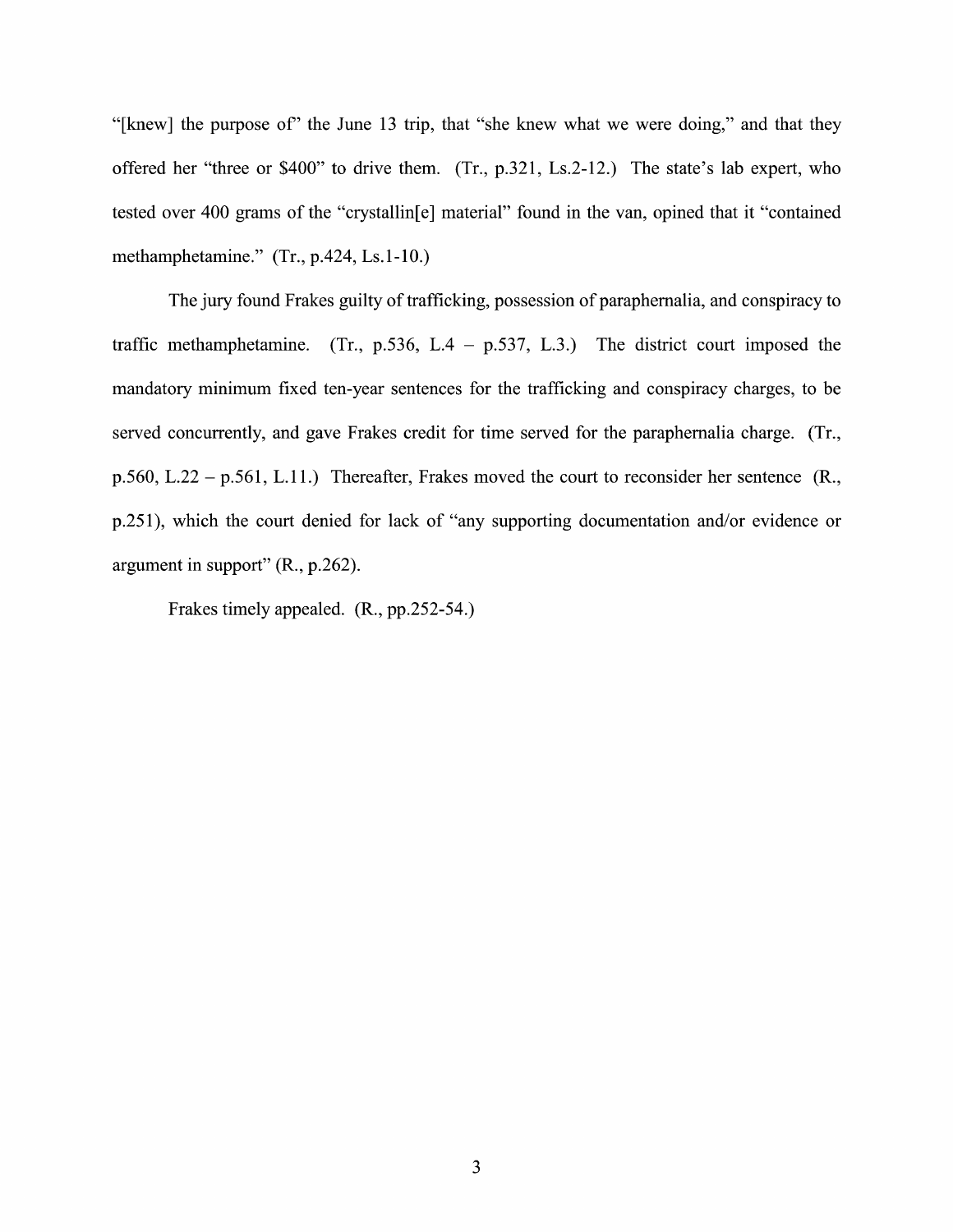"[knew] the purpose of" the June 13 trip, that "she knew what we were doing," and that they offered her "three or $400" to drive them. (Tr., p.321, Ls.2-12.) The state's lab expert, who tested over 400 grams of the "crystallin[e] material" found in the van, opined that it "contained methamphetamine." (Tr., p.424, Ls.1-10.)

The jury found Frakes guilty of trafficking, possession of paraphernalia, and conspiracy to traffic methamphetamine. (Tr., p.536, L.4 – p.537, L.3.) The district court imposed the mandatory minimum fixed ten-year sentences for the trafficking and conspiracy charges, to be served concurrently, and gave Frakes credit for time served for the paraphernalia charge. (Tr., p.560, L.22 – p.561, L.11.) Thereafter, Frakes moved the court to reconsider her sentence (R., p.251), which the court denied for lack of "any supporting documentation and/or evidence or argument in support" (R., p.262).

Frakes timely appealed. (R., pp.252-54.)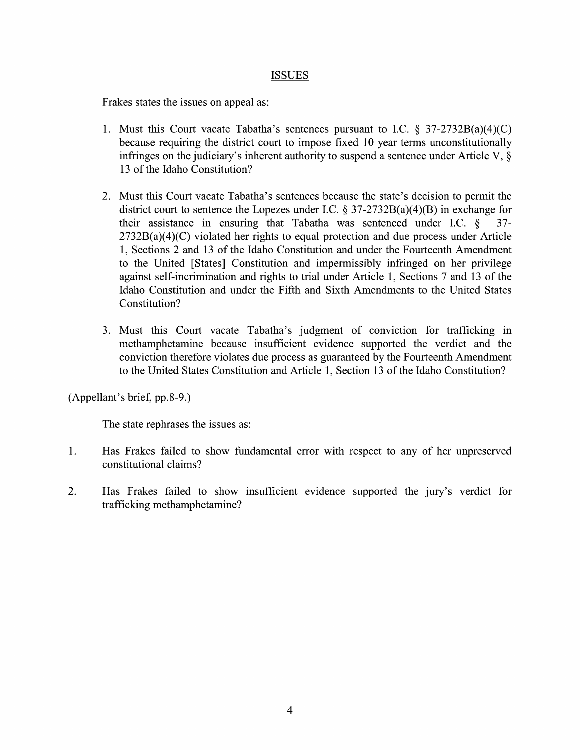## ISSUES

Frakes states the issues on appeal as:

1. Must this Court vacate Tabatha's sentences pursuant to I.C. § 37-2732B(a)(4)(C) because requiring the district court to impose fixed 10 year terms unconstitutionally infringes on the judiciary's inherent authority to suspend a sentence under Article V, § 13 of the Idaho Constitution?

2. Must this Court vacate Tabatha's sentences because the state's decision to permit the district court to sentence the Lopezes under I.C. § 37-2732B(a)(4)(B) in exchange for their assistance in ensuring that Tabatha was sentenced under I.C. § 37-2732B(a)(4)(C) violated her rights to equal protection and due process under Article 1, Sections 2 and 13 of the Idaho Constitution and under the Fourteenth Amendment to the United [States] Constitution and impermissibly infringed on her privilege against self-incrimination and rights to trial under Article 1, Sections 7 and 13 of the Idaho Constitution and under the Fifth and Sixth Amendments to the United States Constitution?

3. Must this Court vacate Tabatha's judgment of conviction for trafficking in methamphetamine because insufficient evidence supported the verdict and the conviction therefore violates due process as guaranteed by the Fourteenth Amendment to the United States Constitution and Article 1, Section 13 of the Idaho Constitution?

(Appellant's brief, pp.8-9.)

The state rephrases the issues as:

1. Has Frakes failed to show fundamental error with respect to any of her unpreserved constitutional claims?

2. Has Frakes failed to show insufficient evidence supported the jury's verdict for trafficking methamphetamine?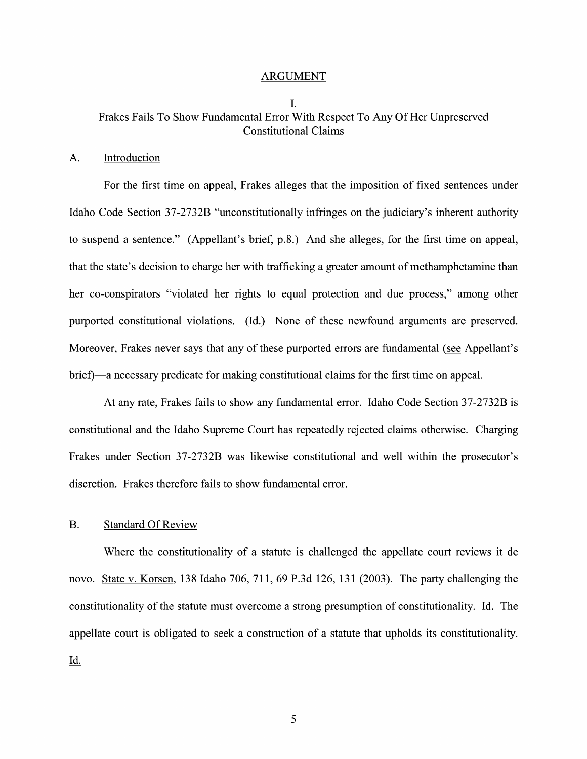## ARGUMENT

### I.
### Frakes Fails To Show Fundamental Error With Respect To Any Of Her Unpreserved Constitutional Claims

#### A. Introduction

For the first time on appeal, Frakes alleges that the imposition of fixed sentences under Idaho Code Section 37-2732B "unconstitutionally infringes on the judiciary's inherent authority to suspend a sentence." (Appellant's brief, p.8.) And she alleges, for the first time on appeal, that the state's decision to charge her with trafficking a greater amount of methamphetamine than her co-conspirators "violated her rights to equal protection and due process," among other purported constitutional violations. (Id.) None of these newfound arguments are preserved. Moreover, Frakes never says that any of these purported errors are fundamental (see Appellant's brief)—a necessary predicate for making constitutional claims for the first time on appeal.

At any rate, Frakes fails to show any fundamental error. Idaho Code Section 37-2732B is constitutional and the Idaho Supreme Court has repeatedly rejected claims otherwise. Charging Frakes under Section 37-2732B was likewise constitutional and well within the prosecutor's discretion. Frakes therefore fails to show fundamental error.

#### B. Standard Of Review

Where the constitutionality of a statute is challenged the appellate court reviews it de novo. State v. Korsen, 138 Idaho 706, 711, 69 P.3d 126, 131 (2003). The party challenging the constitutionality of the statute must overcome a strong presumption of constitutionality. Id. The appellate court is obligated to seek a construction of a statute that upholds its constitutionality. Id.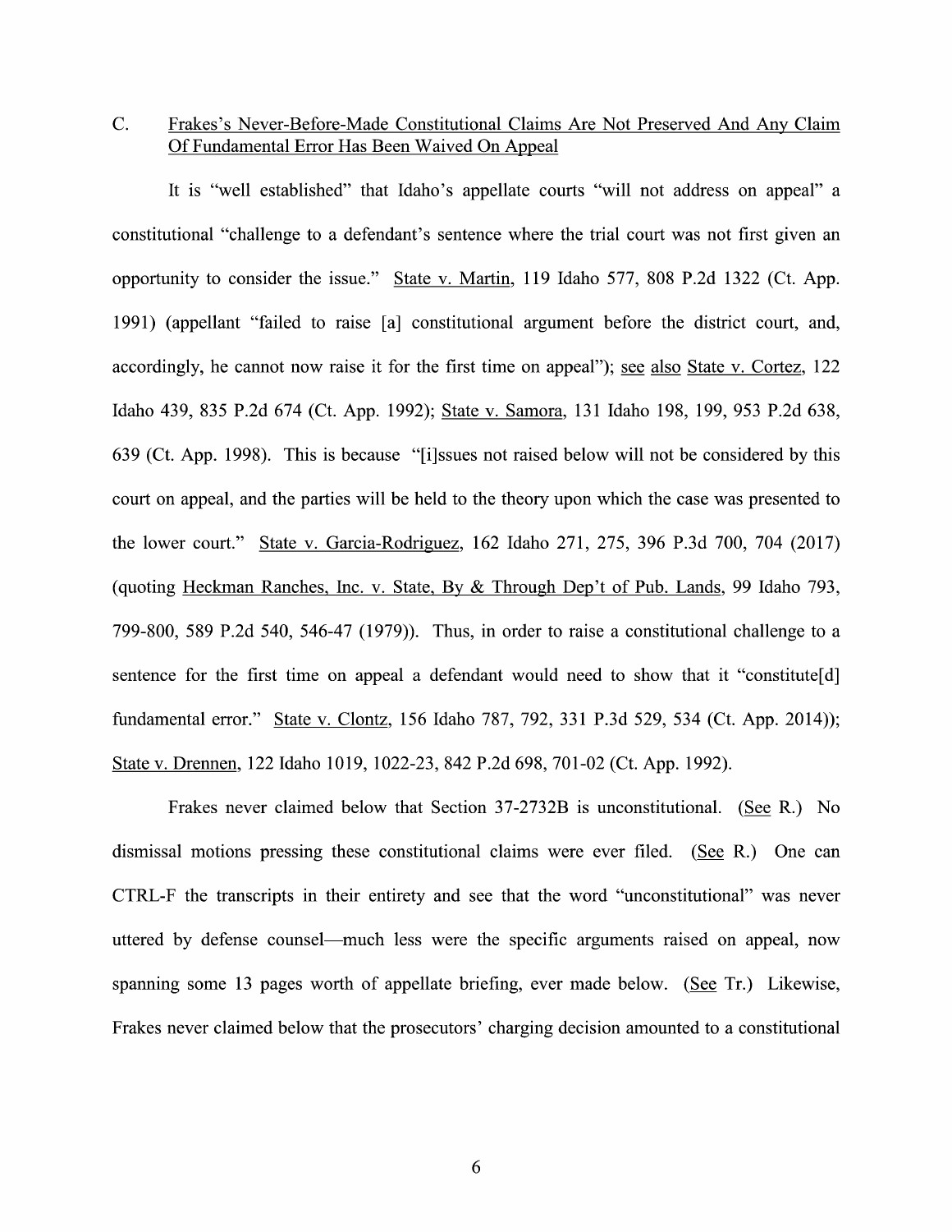### C. Frakes's Never-Before-Made Constitutional Claims Are Not Preserved And Any Claim Of Fundamental Error Has Been Waived On Appeal

It is "well established" that Idaho's appellate courts "will not address on appeal" a constitutional "challenge to a defendant's sentence where the trial court was not first given an opportunity to consider the issue." State v. Martin, 119 Idaho 577, 808 P.2d 1322 (Ct. App. 1991) (appellant "failed to raise [a] constitutional argument before the district court, and, accordingly, he cannot now raise it for the first time on appeal"); see also State v. Cortez, 122 Idaho 439, 835 P.2d 674 (Ct. App. 1992); State v. Samora, 131 Idaho 198, 199, 953 P.2d 638, 639 (Ct. App. 1998). This is because "[i]ssues not raised below will not be considered by this court on appeal, and the parties will be held to the theory upon which the case was presented to the lower court." State v. Garcia-Rodriguez, 162 Idaho 271, 275, 396 P.3d 700, 704 (2017) (quoting Heckman Ranches, Inc. v. State, By & Through Dep't of Pub. Lands, 99 Idaho 793, 799-800, 589 P.2d 540, 546-47 (1979)). Thus, in order to raise a constitutional challenge to a sentence for the first time on appeal a defendant would need to show that it "constitute[d] fundamental error." State v. Clontz, 156 Idaho 787, 792, 331 P.3d 529, 534 (Ct. App. 2014)); State v. Drennen, 122 Idaho 1019, 1022-23, 842 P.2d 698, 701-02 (Ct. App. 1992).

Frakes never claimed below that Section 37-2732B is unconstitutional. (See R.) No dismissal motions pressing these constitutional claims were ever filed. (See R.) One can CTRL-F the transcripts in their entirety and see that the word "unconstitutional" was never uttered by defense counsel—much less were the specific arguments raised on appeal, now spanning some 13 pages worth of appellate briefing, ever made below. (See Tr.) Likewise, Frakes never claimed below that the prosecutors' charging decision amounted to a constitutional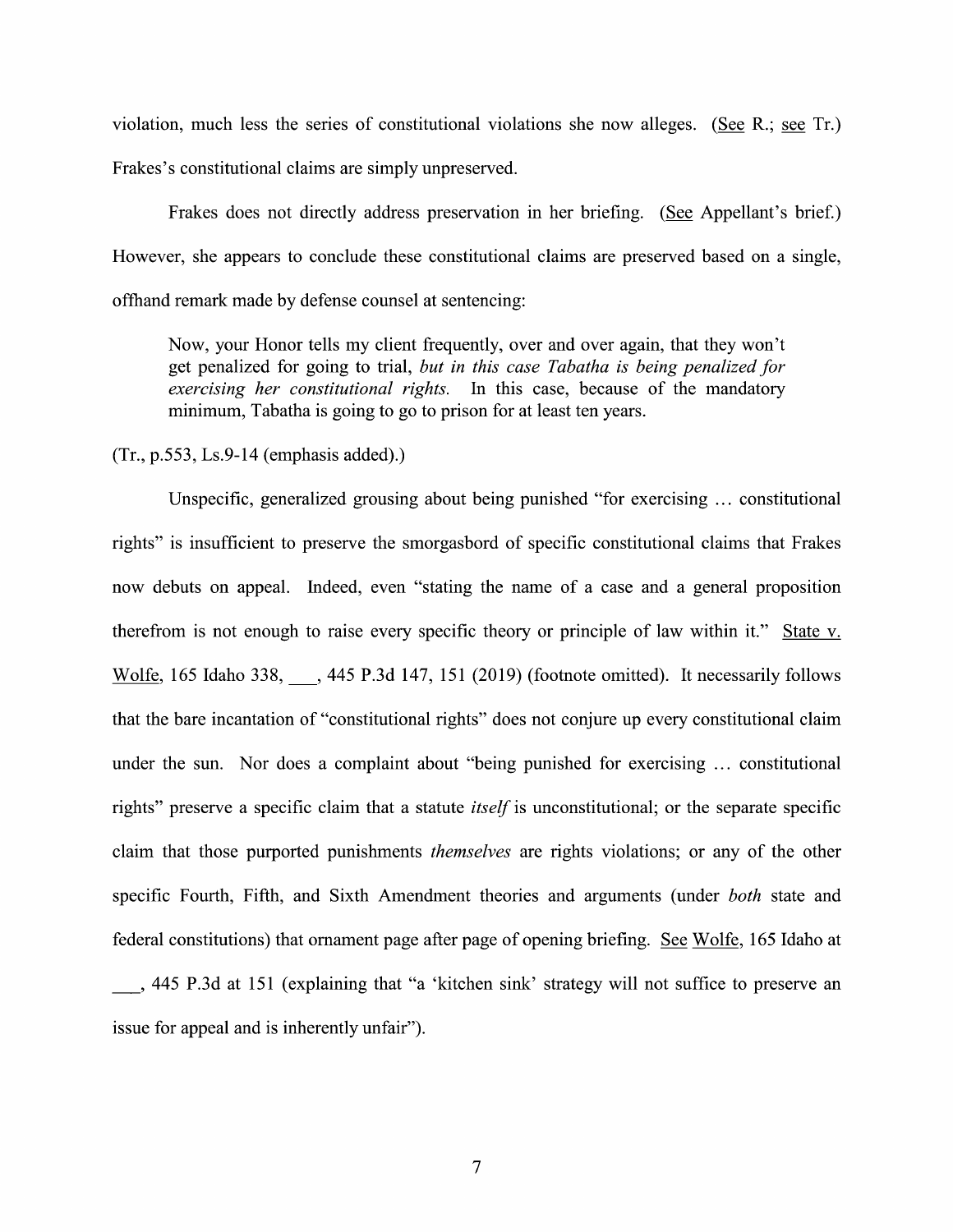violation, much less the series of constitutional violations she now alleges. (See R.; see Tr.) Frakes's constitutional claims are simply unpreserved.

Frakes does not directly address preservation in her briefing. (See Appellant's brief.) However, she appears to conclude these constitutional claims are preserved based on a single, offhand remark made by defense counsel at sentencing:

> Now, your Honor tells my client frequently, over and over again, that they won't get penalized for going to trial, *but in this case Tabatha is being penalized for exercising her constitutional rights.* In this case, because of the mandatory minimum, Tabatha is going to go to prison for at least ten years.

(Tr., p.553, Ls.9-14 (emphasis added).)

Unspecific, generalized grousing about being punished "for exercising … constitutional rights" is insufficient to preserve the smorgasbord of specific constitutional claims that Frakes now debuts on appeal. Indeed, even "stating the name of a case and a general proposition therefrom is not enough to raise every specific theory or principle of law within it." State v. Wolfe, 165 Idaho 338, ___, 445 P.3d 147, 151 (2019) (footnote omitted). It necessarily follows that the bare incantation of "constitutional rights" does not conjure up every constitutional claim under the sun. Nor does a complaint about "being punished for exercising … constitutional rights" preserve a specific claim that a statute *itself* is unconstitutional; or the separate specific claim that those purported punishments *themselves* are rights violations; or any of the other specific Fourth, Fifth, and Sixth Amendment theories and arguments (under *both* state and federal constitutions) that ornament page after page of opening briefing. See Wolfe, 165 Idaho at ___, 445 P.3d at 151 (explaining that "a 'kitchen sink' strategy will not suffice to preserve an issue for appeal and is inherently unfair").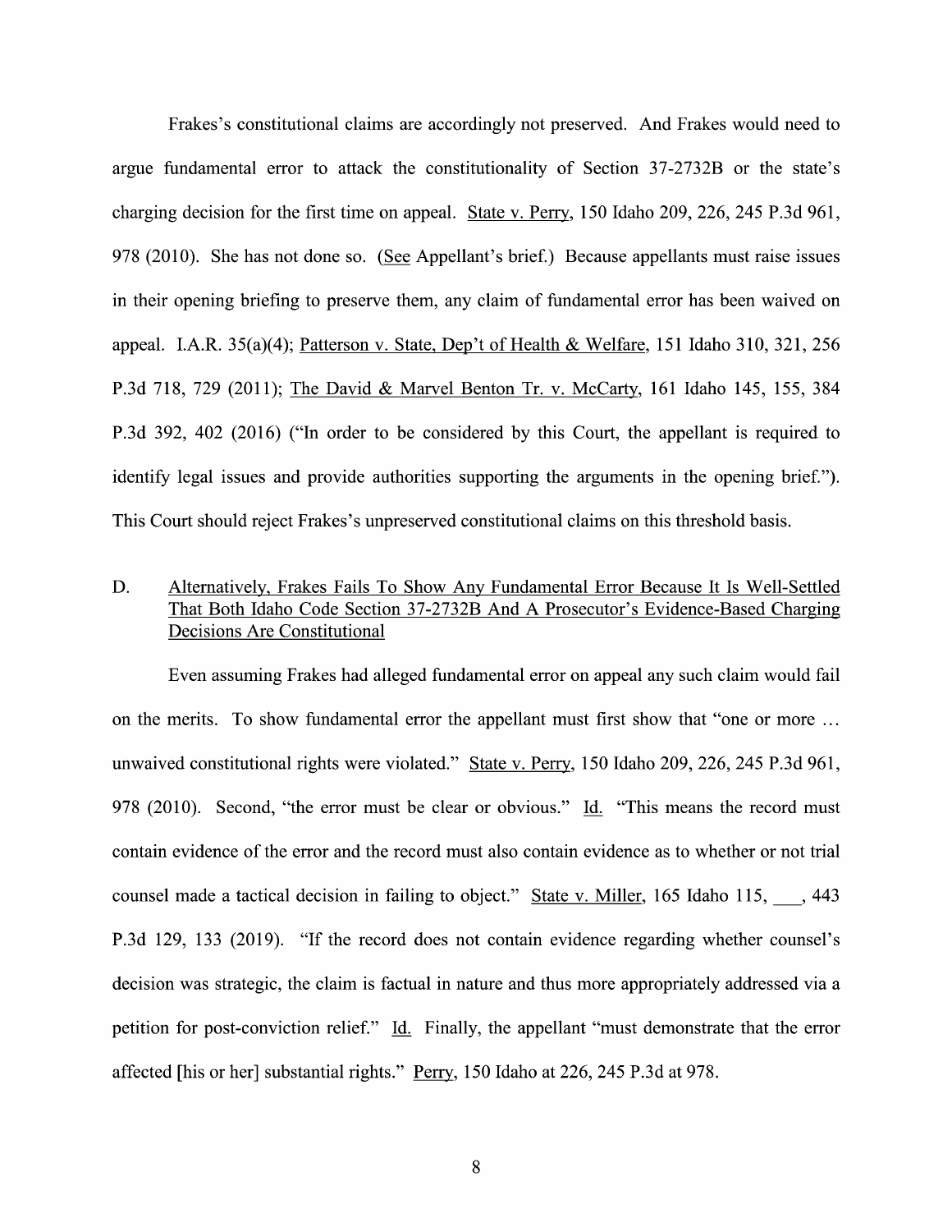Frakes's constitutional claims are accordingly not preserved. And Frakes would need to argue fundamental error to attack the constitutionality of Section 37-2732B or the state's charging decision for the first time on appeal. State v. Perry, 150 Idaho 209, 226, 245 P.3d 961, 978 (2010). She has not done so. (See Appellant's brief.) Because appellants must raise issues in their opening briefing to preserve them, any claim of fundamental error has been waived on appeal. I.A.R. 35(a)(4); Patterson v. State, Dep't of Health & Welfare, 151 Idaho 310, 321, 256 P.3d 718, 729 (2011); The David & Marvel Benton Tr. v. McCarty, 161 Idaho 145, 155, 384 P.3d 392, 402 (2016) ("In order to be considered by this Court, the appellant is required to identify legal issues and provide authorities supporting the arguments in the opening brief."). This Court should reject Frakes's unpreserved constitutional claims on this threshold basis.

### D. Alternatively, Frakes Fails To Show Any Fundamental Error Because It Is Well-Settled That Both Idaho Code Section 37-2732B And A Prosecutor's Evidence-Based Charging Decisions Are Constitutional

Even assuming Frakes had alleged fundamental error on appeal any such claim would fail on the merits. To show fundamental error the appellant must first show that "one or more … unwaived constitutional rights were violated." State v. Perry, 150 Idaho 209, 226, 245 P.3d 961, 978 (2010). Second, "the error must be clear or obvious." Id. "This means the record must contain evidence of the error and the record must also contain evidence as to whether or not trial counsel made a tactical decision in failing to object." State v. Miller, 165 Idaho 115, ___, 443 P.3d 129, 133 (2019). "If the record does not contain evidence regarding whether counsel's decision was strategic, the claim is factual in nature and thus more appropriately addressed via a petition for post-conviction relief." Id. Finally, the appellant "must demonstrate that the error affected [his or her] substantial rights." Perry, 150 Idaho at 226, 245 P.3d at 978.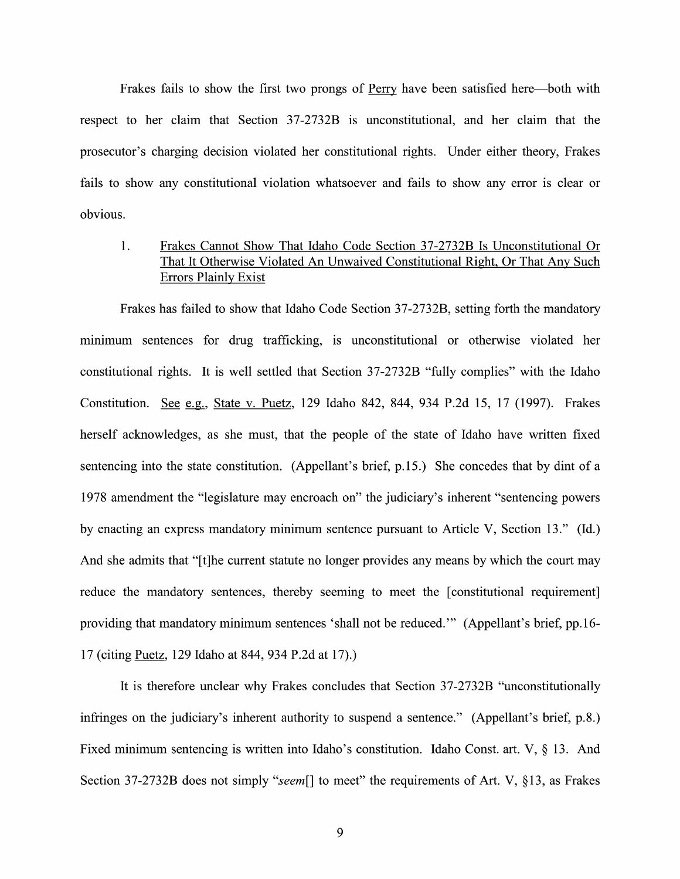Frakes fails to show the first two prongs of Perry have been satisfied here—both with respect to her claim that Section 37-2732B is unconstitutional, and her claim that the prosecutor's charging decision violated her constitutional rights. Under either theory, Frakes fails to show any constitutional violation whatsoever and fails to show any error is clear or obvious.

1. Frakes Cannot Show That Idaho Code Section 37-2732B Is Unconstitutional Or That It Otherwise Violated An Unwaived Constitutional Right, Or That Any Such Errors Plainly Exist

Frakes has failed to show that Idaho Code Section 37-2732B, setting forth the mandatory minimum sentences for drug trafficking, is unconstitutional or otherwise violated her constitutional rights. It is well settled that Section 37-2732B "fully complies" with the Idaho Constitution. See e.g., State v. Puetz, 129 Idaho 842, 844, 934 P.2d 15, 17 (1997). Frakes herself acknowledges, as she must, that the people of the state of Idaho have written fixed sentencing into the state constitution. (Appellant's brief, p.15.) She concedes that by dint of a 1978 amendment the "legislature may encroach on" the judiciary's inherent "sentencing powers by enacting an express mandatory minimum sentence pursuant to Article V, Section 13." (Id.) And she admits that "[t]he current statute no longer provides any means by which the court may reduce the mandatory sentences, thereby seeming to meet the [constitutional requirement] providing that mandatory minimum sentences 'shall not be reduced.'" (Appellant's brief, pp.16-17 (citing Puetz, 129 Idaho at 844, 934 P.2d at 17).)

It is therefore unclear why Frakes concludes that Section 37-2732B "unconstitutionally infringes on the judiciary's inherent authority to suspend a sentence." (Appellant's brief, p.8.) Fixed minimum sentencing is written into Idaho's constitution. Idaho Const. art. V, § 13. And Section 37-2732B does not simply "*seem*[] to meet" the requirements of Art. V, §13, as Frakes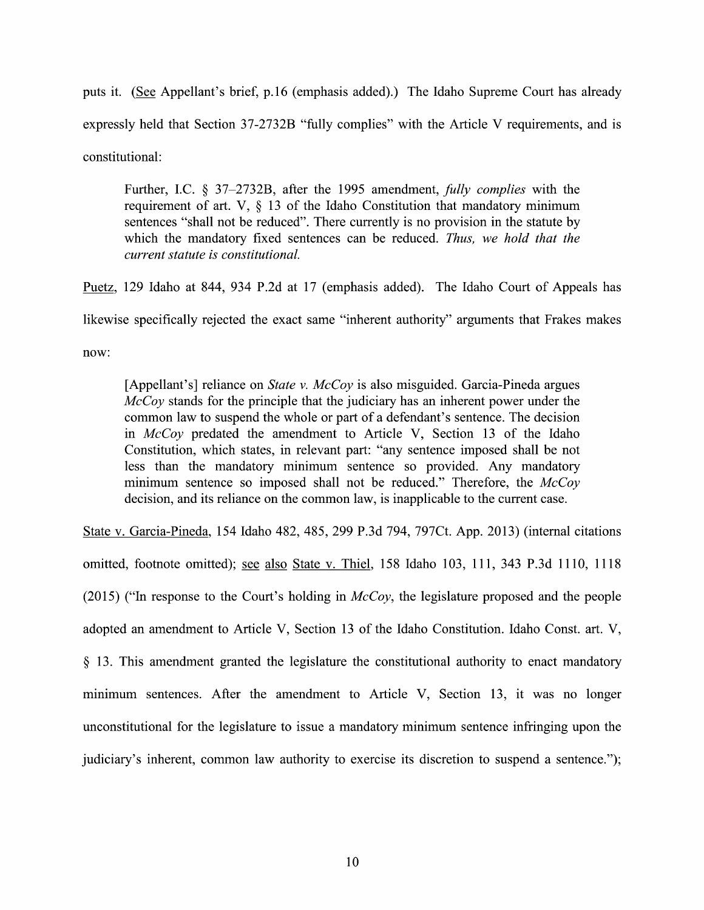puts it. (See Appellant's brief, p.16 (emphasis added).) The Idaho Supreme Court has already expressly held that Section 37-2732B "fully complies" with the Article V requirements, and is constitutional:

> Further, I.C. § 37–2732B, after the 1995 amendment, *fully complies* with the requirement of art. V, § 13 of the Idaho Constitution that mandatory minimum sentences "shall not be reduced". There currently is no provision in the statute by which the mandatory fixed sentences can be reduced. *Thus, we hold that the current statute is constitutional.*

Puetz, 129 Idaho at 844, 934 P.2d at 17 (emphasis added). The Idaho Court of Appeals has likewise specifically rejected the exact same "inherent authority" arguments that Frakes makes now:

> [Appellant's] reliance on *State v. McCoy* is also misguided. Garcia-Pineda argues *McCoy* stands for the principle that the judiciary has an inherent power under the common law to suspend the whole or part of a defendant's sentence. The decision in *McCoy* predated the amendment to Article V, Section 13 of the Idaho Constitution, which states, in relevant part: "any sentence imposed shall be not less than the mandatory minimum sentence so provided. Any mandatory minimum sentence so imposed shall not be reduced." Therefore, the *McCoy* decision, and its reliance on the common law, is inapplicable to the current case.

State v. Garcia-Pineda, 154 Idaho 482, 485, 299 P.3d 794, 797Ct. App. 2013) (internal citations omitted, footnote omitted); see also State v. Thiel, 158 Idaho 103, 111, 343 P.3d 1110, 1118 (2015) ("In response to the Court's holding in *McCoy*, the legislature proposed and the people adopted an amendment to Article V, Section 13 of the Idaho Constitution. Idaho Const. art. V, § 13. This amendment granted the legislature the constitutional authority to enact mandatory minimum sentences. After the amendment to Article V, Section 13, it was no longer unconstitutional for the legislature to issue a mandatory minimum sentence infringing upon the judiciary's inherent, common law authority to exercise its discretion to suspend a sentence.");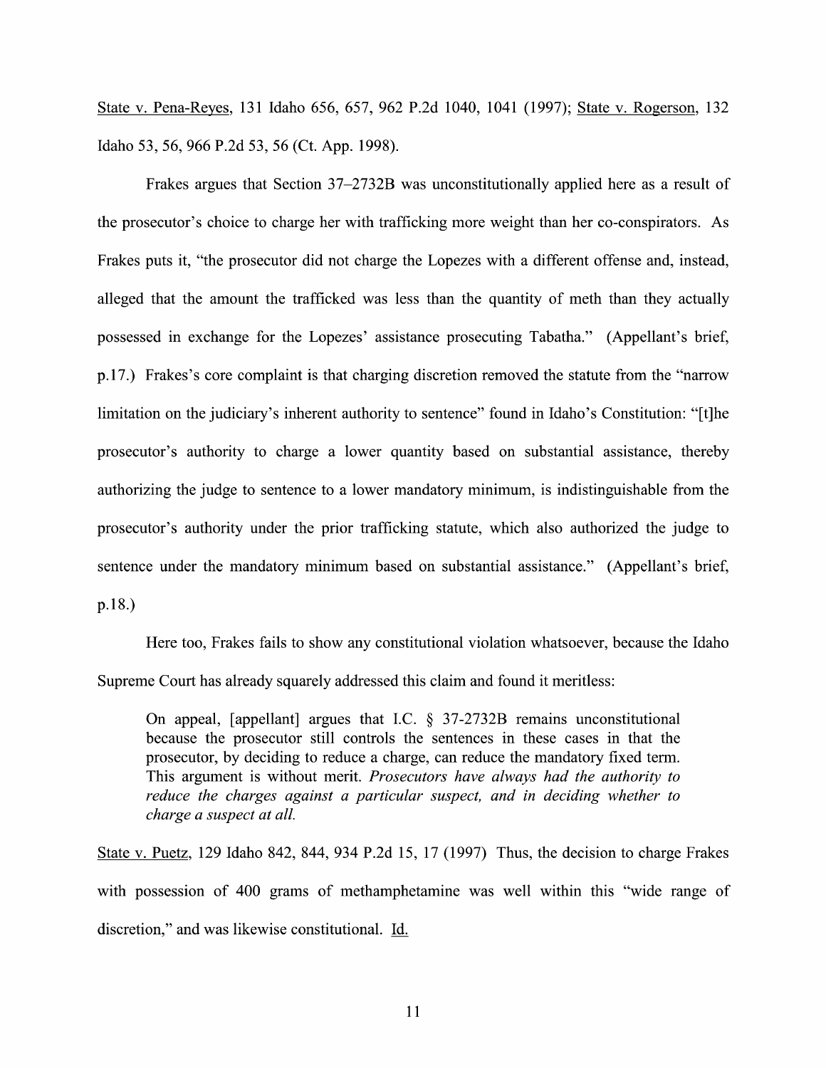State v. Pena-Reyes, 131 Idaho 656, 657, 962 P.2d 1040, 1041 (1997); State v. Rogerson, 132 Idaho 53, 56, 966 P.2d 53, 56 (Ct. App. 1998).

Frakes argues that Section 37–2732B was unconstitutionally applied here as a result of the prosecutor's choice to charge her with trafficking more weight than her co-conspirators. As Frakes puts it, "the prosecutor did not charge the Lopezes with a different offense and, instead, alleged that the amount the trafficked was less than the quantity of meth than they actually possessed in exchange for the Lopezes' assistance prosecuting Tabatha." (Appellant's brief, p.17.) Frakes's core complaint is that charging discretion removed the statute from the "narrow limitation on the judiciary's inherent authority to sentence" found in Idaho's Constitution: "[t]he prosecutor's authority to charge a lower quantity based on substantial assistance, thereby authorizing the judge to sentence to a lower mandatory minimum, is indistinguishable from the prosecutor's authority under the prior trafficking statute, which also authorized the judge to sentence under the mandatory minimum based on substantial assistance." (Appellant's brief, p.18.)

Here too, Frakes fails to show any constitutional violation whatsoever, because the Idaho Supreme Court has already squarely addressed this claim and found it meritless:

> On appeal, [appellant] argues that I.C. § 37-2732B remains unconstitutional because the prosecutor still controls the sentences in these cases in that the prosecutor, by deciding to reduce a charge, can reduce the mandatory fixed term. This argument is without merit. *Prosecutors have always had the authority to reduce the charges against a particular suspect, and in deciding whether to charge a suspect at all.*

State v. Puetz, 129 Idaho 842, 844, 934 P.2d 15, 17 (1997) Thus, the decision to charge Frakes with possession of 400 grams of methamphetamine was well within this "wide range of discretion," and was likewise constitutional. Id.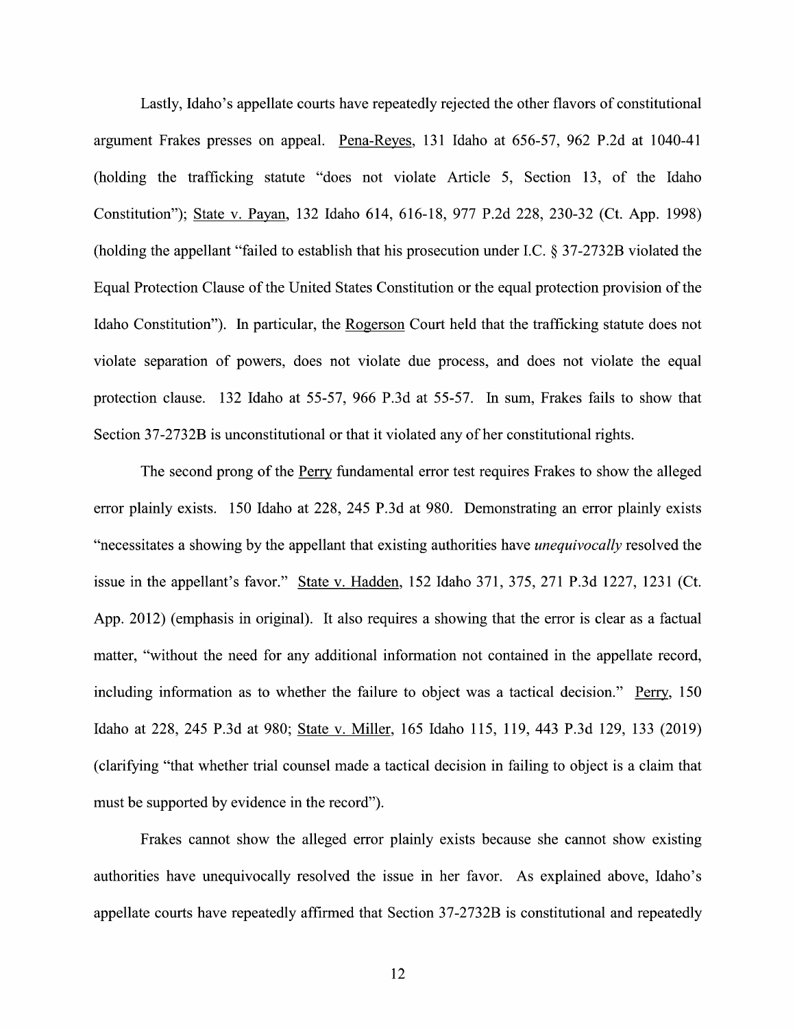Lastly, Idaho's appellate courts have repeatedly rejected the other flavors of constitutional argument Frakes presses on appeal. Pena-Reyes, 131 Idaho at 656-57, 962 P.2d at 1040-41 (holding the trafficking statute "does not violate Article 5, Section 13, of the Idaho Constitution"); State v. Payan, 132 Idaho 614, 616-18, 977 P.2d 228, 230-32 (Ct. App. 1998) (holding the appellant "failed to establish that his prosecution under I.C. § 37-2732B violated the Equal Protection Clause of the United States Constitution or the equal protection provision of the Idaho Constitution"). In particular, the Rogerson Court held that the trafficking statute does not violate separation of powers, does not violate due process, and does not violate the equal protection clause. 132 Idaho at 55-57, 966 P.3d at 55-57. In sum, Frakes fails to show that Section 37-2732B is unconstitutional or that it violated any of her constitutional rights.

The second prong of the Perry fundamental error test requires Frakes to show the alleged error plainly exists. 150 Idaho at 228, 245 P.3d at 980. Demonstrating an error plainly exists "necessitates a showing by the appellant that existing authorities have *unequivocally* resolved the issue in the appellant's favor." State v. Hadden, 152 Idaho 371, 375, 271 P.3d 1227, 1231 (Ct. App. 2012) (emphasis in original). It also requires a showing that the error is clear as a factual matter, "without the need for any additional information not contained in the appellate record, including information as to whether the failure to object was a tactical decision." Perry, 150 Idaho at 228, 245 P.3d at 980; State v. Miller, 165 Idaho 115, 119, 443 P.3d 129, 133 (2019) (clarifying "that whether trial counsel made a tactical decision in failing to object is a claim that must be supported by evidence in the record").

Frakes cannot show the alleged error plainly exists because she cannot show existing authorities have unequivocally resolved the issue in her favor. As explained above, Idaho's appellate courts have repeatedly affirmed that Section 37-2732B is constitutional and repeatedly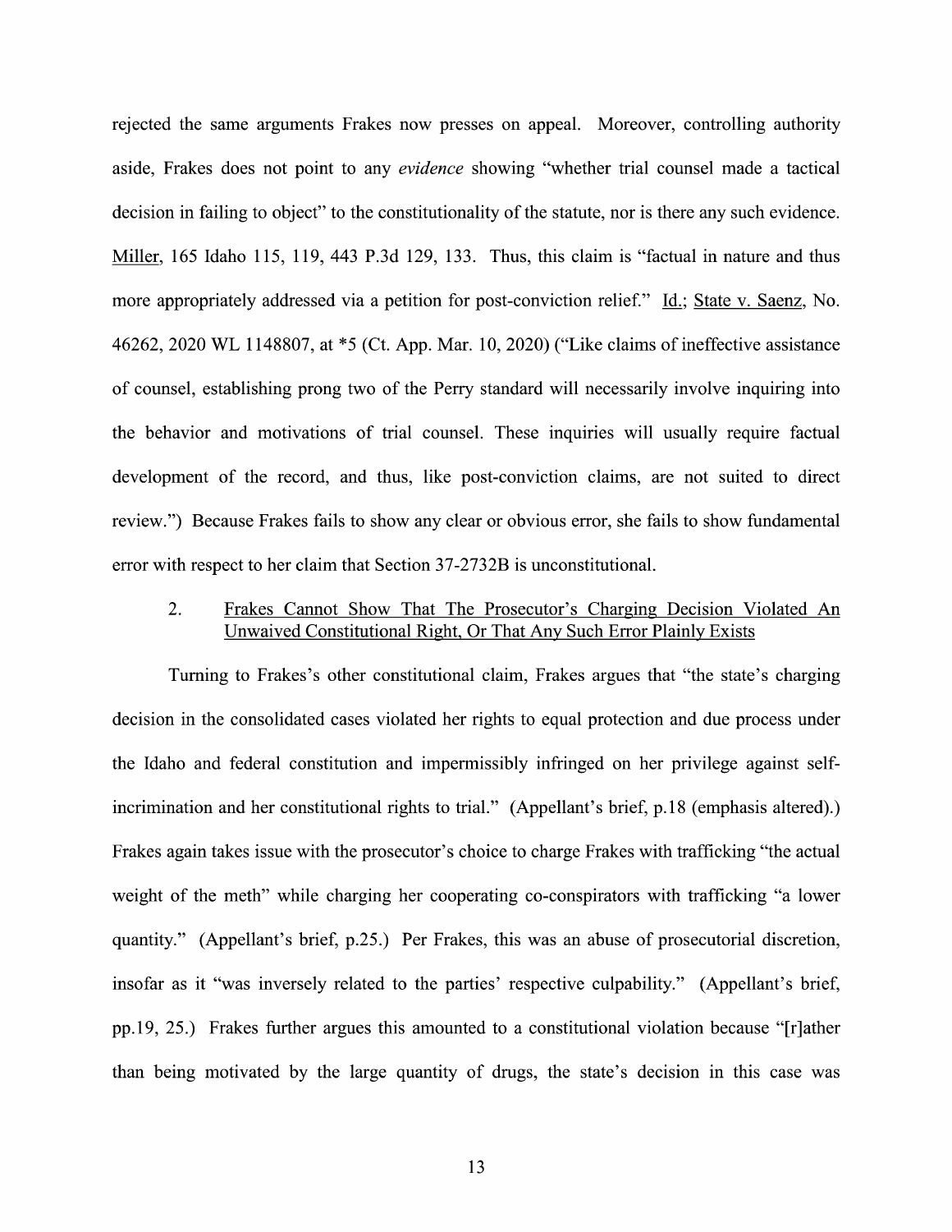rejected the same arguments Frakes now presses on appeal. Moreover, controlling authority aside, Frakes does not point to any *evidence* showing "whether trial counsel made a tactical decision in failing to object" to the constitutionality of the statute, nor is there any such evidence. Miller, 165 Idaho 115, 119, 443 P.3d 129, 133. Thus, this claim is "factual in nature and thus more appropriately addressed via a petition for post-conviction relief." Id.; State v. Saenz, No. 46262, 2020 WL 1148807, at *5 (Ct. App. Mar. 10, 2020) ("Like claims of ineffective assistance of counsel, establishing prong two of the Perry standard will necessarily involve inquiring into the behavior and motivations of trial counsel. These inquiries will usually require factual development of the record, and thus, like post-conviction claims, are not suited to direct review.") Because Frakes fails to show any clear or obvious error, she fails to show fundamental error with respect to her claim that Section 37-2732B is unconstitutional.

2. Frakes Cannot Show That The Prosecutor's Charging Decision Violated An Unwaived Constitutional Right, Or That Any Such Error Plainly Exists

Turning to Frakes's other constitutional claim, Frakes argues that "the state's charging decision in the consolidated cases violated her rights to equal protection and due process under the Idaho and federal constitution and impermissibly infringed on her privilege against self-incrimination and her constitutional rights to trial." (Appellant's brief, p.18 (emphasis altered).) Frakes again takes issue with the prosecutor's choice to charge Frakes with trafficking "the actual weight of the meth" while charging her cooperating co-conspirators with trafficking "a lower quantity." (Appellant's brief, p.25.) Per Frakes, this was an abuse of prosecutorial discretion, insofar as it "was inversely related to the parties' respective culpability." (Appellant's brief, pp.19, 25.) Frakes further argues this amounted to a constitutional violation because "[r]ather than being motivated by the large quantity of drugs, the state's decision in this case was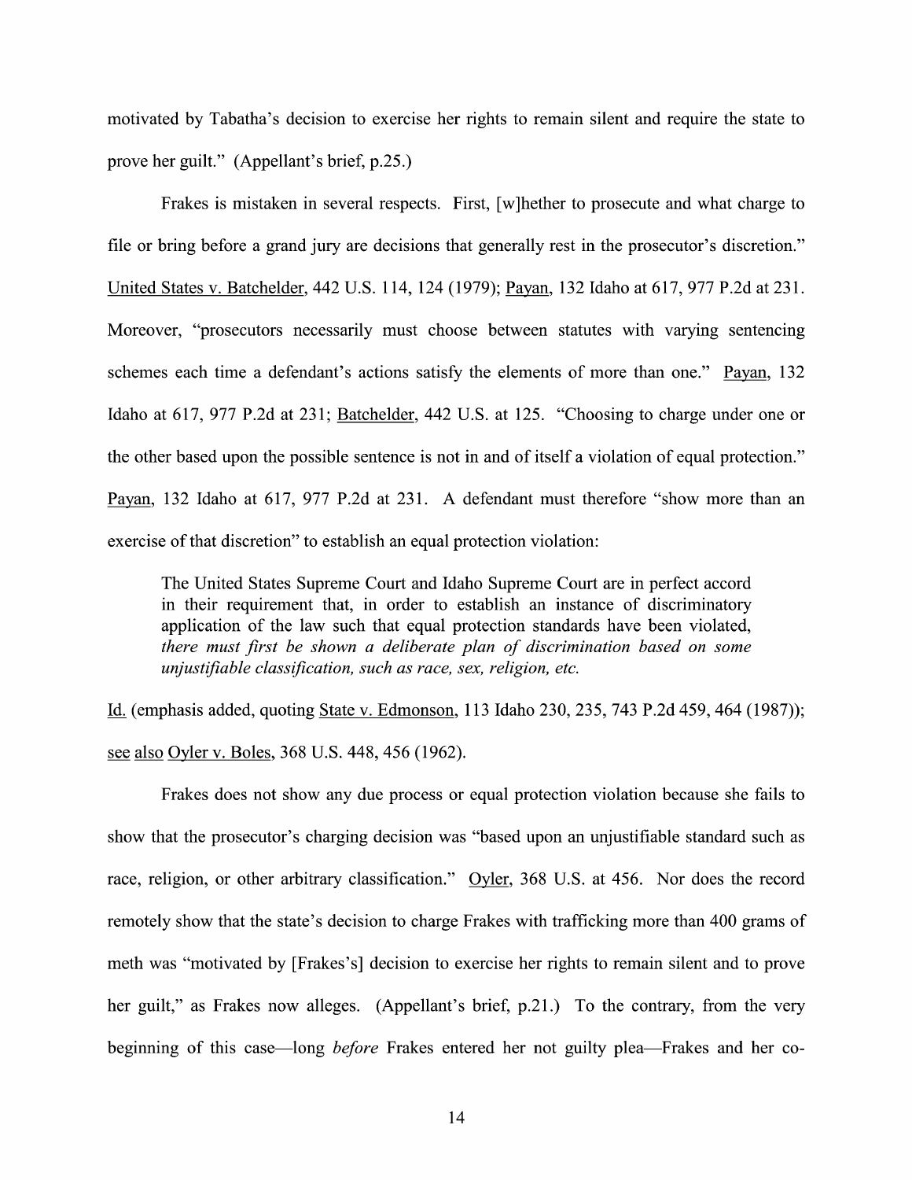motivated by Tabatha's decision to exercise her rights to remain silent and require the state to prove her guilt." (Appellant's brief, p.25.)

Frakes is mistaken in several respects. First, [w]hether to prosecute and what charge to file or bring before a grand jury are decisions that generally rest in the prosecutor's discretion." United States v. Batchelder, 442 U.S. 114, 124 (1979); Payan, 132 Idaho at 617, 977 P.2d at 231. Moreover, "prosecutors necessarily must choose between statutes with varying sentencing schemes each time a defendant's actions satisfy the elements of more than one." Payan, 132 Idaho at 617, 977 P.2d at 231; Batchelder, 442 U.S. at 125. "Choosing to charge under one or the other based upon the possible sentence is not in and of itself a violation of equal protection." Payan, 132 Idaho at 617, 977 P.2d at 231. A defendant must therefore "show more than an exercise of that discretion" to establish an equal protection violation:

> The United States Supreme Court and Idaho Supreme Court are in perfect accord in their requirement that, in order to establish an instance of discriminatory application of the law such that equal protection standards have been violated, *there must first be shown a deliberate plan of discrimination based on some unjustifiable classification, such as race, sex, religion, etc.*

Id. (emphasis added, quoting State v. Edmonson, 113 Idaho 230, 235, 743 P.2d 459, 464 (1987)); see also Oyler v. Boles, 368 U.S. 448, 456 (1962).

Frakes does not show any due process or equal protection violation because she fails to show that the prosecutor's charging decision was "based upon an unjustifiable standard such as race, religion, or other arbitrary classification." Oyler, 368 U.S. at 456. Nor does the record remotely show that the state's decision to charge Frakes with trafficking more than 400 grams of meth was "motivated by [Frakes's] decision to exercise her rights to remain silent and to prove her guilt," as Frakes now alleges. (Appellant's brief, p.21.) To the contrary, from the very beginning of this case—long *before* Frakes entered her not guilty plea—Frakes and her co-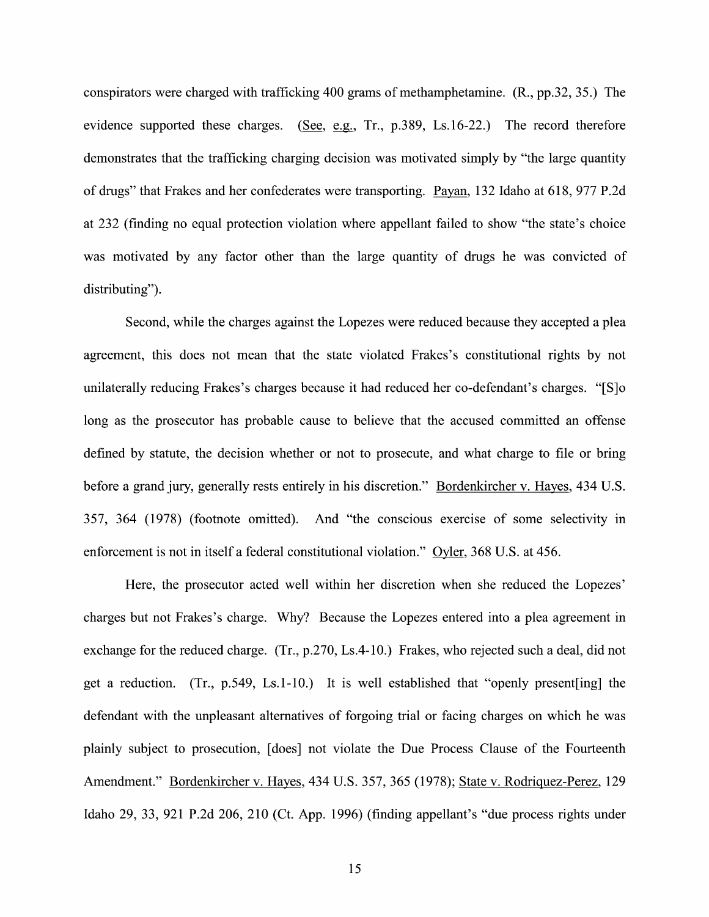conspirators were charged with trafficking 400 grams of methamphetamine. (R., pp.32, 35.) The evidence supported these charges. (See, e.g., Tr., p.389, Ls.16-22.) The record therefore demonstrates that the trafficking charging decision was motivated simply by "the large quantity of drugs" that Frakes and her confederates were transporting. Payan, 132 Idaho at 618, 977 P.2d at 232 (finding no equal protection violation where appellant failed to show "the state's choice was motivated by any factor other than the large quantity of drugs he was convicted of distributing").

Second, while the charges against the Lopezes were reduced because they accepted a plea agreement, this does not mean that the state violated Frakes's constitutional rights by not unilaterally reducing Frakes's charges because it had reduced her co-defendant's charges. "[S]o long as the prosecutor has probable cause to believe that the accused committed an offense defined by statute, the decision whether or not to prosecute, and what charge to file or bring before a grand jury, generally rests entirely in his discretion." Bordenkircher v. Hayes, 434 U.S. 357, 364 (1978) (footnote omitted). And "the conscious exercise of some selectivity in enforcement is not in itself a federal constitutional violation." Oyler, 368 U.S. at 456.

Here, the prosecutor acted well within her discretion when she reduced the Lopezes' charges but not Frakes's charge. Why? Because the Lopezes entered into a plea agreement in exchange for the reduced charge. (Tr., p.270, Ls.4-10.) Frakes, who rejected such a deal, did not get a reduction. (Tr., p.549, Ls.1-10.) It is well established that "openly present[ing] the defendant with the unpleasant alternatives of forgoing trial or facing charges on which he was plainly subject to prosecution, [does] not violate the Due Process Clause of the Fourteenth Amendment." Bordenkircher v. Hayes, 434 U.S. 357, 365 (1978); State v. Rodriquez-Perez, 129 Idaho 29, 33, 921 P.2d 206, 210 (Ct. App. 1996) (finding appellant's "due process rights under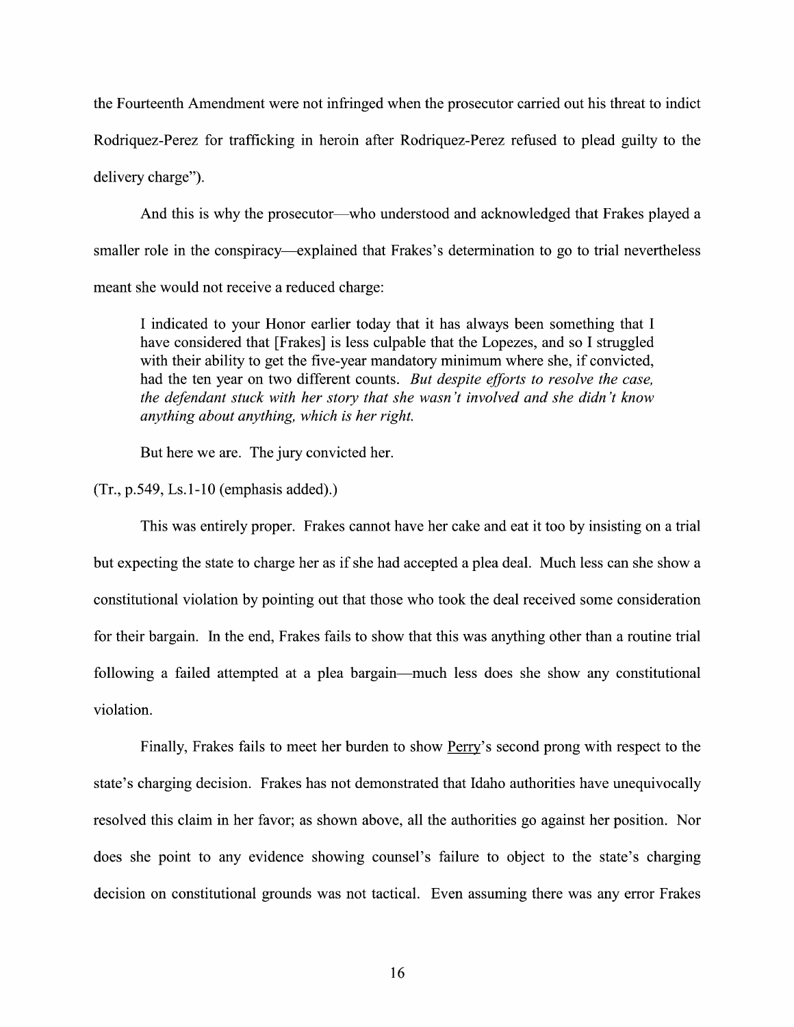the Fourteenth Amendment were not infringed when the prosecutor carried out his threat to indict Rodriquez-Perez for trafficking in heroin after Rodriquez-Perez refused to plead guilty to the delivery charge").

And this is why the prosecutor—who understood and acknowledged that Frakes played a smaller role in the conspiracy—explained that Frakes's determination to go to trial nevertheless meant she would not receive a reduced charge:

> I indicated to your Honor earlier today that it has always been something that I have considered that [Frakes] is less culpable that the Lopezes, and so I struggled with their ability to get the five-year mandatory minimum where she, if convicted, had the ten year on two different counts. *But despite efforts to resolve the case, the defendant stuck with her story that she wasn't involved and she didn't know anything about anything, which is her right.*
>
> But here we are. The jury convicted her.

(Tr., p.549, Ls.1-10 (emphasis added).)

This was entirely proper. Frakes cannot have her cake and eat it too by insisting on a trial but expecting the state to charge her as if she had accepted a plea deal. Much less can she show a constitutional violation by pointing out that those who took the deal received some consideration for their bargain. In the end, Frakes fails to show that this was anything other than a routine trial following a failed attempted at a plea bargain—much less does she show any constitutional violation.

Finally, Frakes fails to meet her burden to show Perry's second prong with respect to the state's charging decision. Frakes has not demonstrated that Idaho authorities have unequivocally resolved this claim in her favor; as shown above, all the authorities go against her position. Nor does she point to any evidence showing counsel's failure to object to the state's charging decision on constitutional grounds was not tactical. Even assuming there was any error Frakes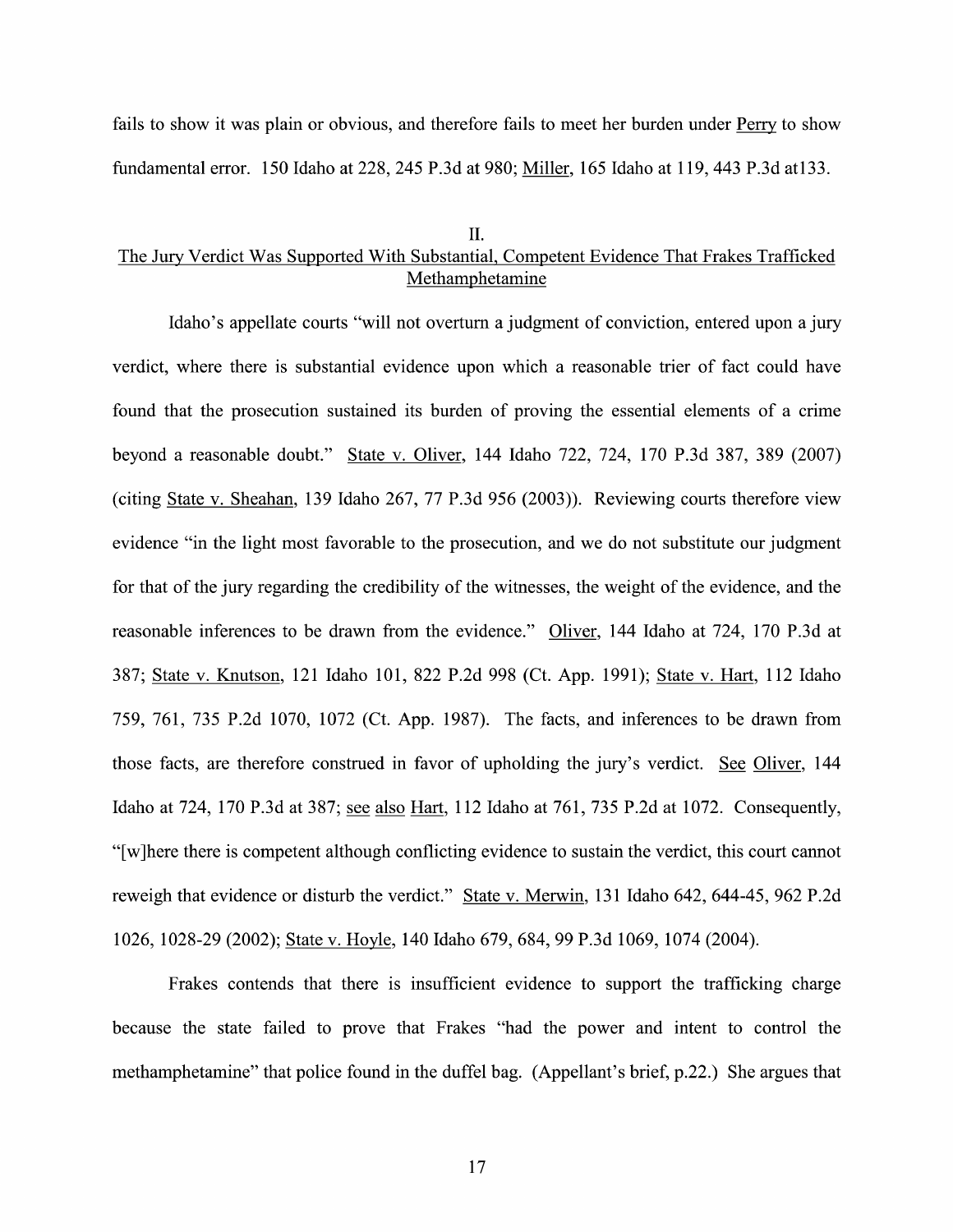fails to show it was plain or obvious, and therefore fails to meet her burden under Perry to show fundamental error. 150 Idaho at 228, 245 P.3d at 980; Miller, 165 Idaho at 119, 443 P.3d at133.

## II.
## The Jury Verdict Was Supported With Substantial, Competent Evidence That Frakes Trafficked Methamphetamine

Idaho's appellate courts "will not overturn a judgment of conviction, entered upon a jury verdict, where there is substantial evidence upon which a reasonable trier of fact could have found that the prosecution sustained its burden of proving the essential elements of a crime beyond a reasonable doubt." State v. Oliver, 144 Idaho 722, 724, 170 P.3d 387, 389 (2007) (citing State v. Sheahan, 139 Idaho 267, 77 P.3d 956 (2003)). Reviewing courts therefore view evidence "in the light most favorable to the prosecution, and we do not substitute our judgment for that of the jury regarding the credibility of the witnesses, the weight of the evidence, and the reasonable inferences to be drawn from the evidence." Oliver, 144 Idaho at 724, 170 P.3d at 387; State v. Knutson, 121 Idaho 101, 822 P.2d 998 (Ct. App. 1991); State v. Hart, 112 Idaho 759, 761, 735 P.2d 1070, 1072 (Ct. App. 1987). The facts, and inferences to be drawn from those facts, are therefore construed in favor of upholding the jury's verdict. See Oliver, 144 Idaho at 724, 170 P.3d at 387; see also Hart, 112 Idaho at 761, 735 P.2d at 1072. Consequently, "[w]here there is competent although conflicting evidence to sustain the verdict, this court cannot reweigh that evidence or disturb the verdict." State v. Merwin, 131 Idaho 642, 644-45, 962 P.2d 1026, 1028-29 (2002); State v. Hoyle, 140 Idaho 679, 684, 99 P.3d 1069, 1074 (2004).

Frakes contends that there is insufficient evidence to support the trafficking charge because the state failed to prove that Frakes "had the power and intent to control the methamphetamine" that police found in the duffel bag. (Appellant's brief, p.22.) She argues that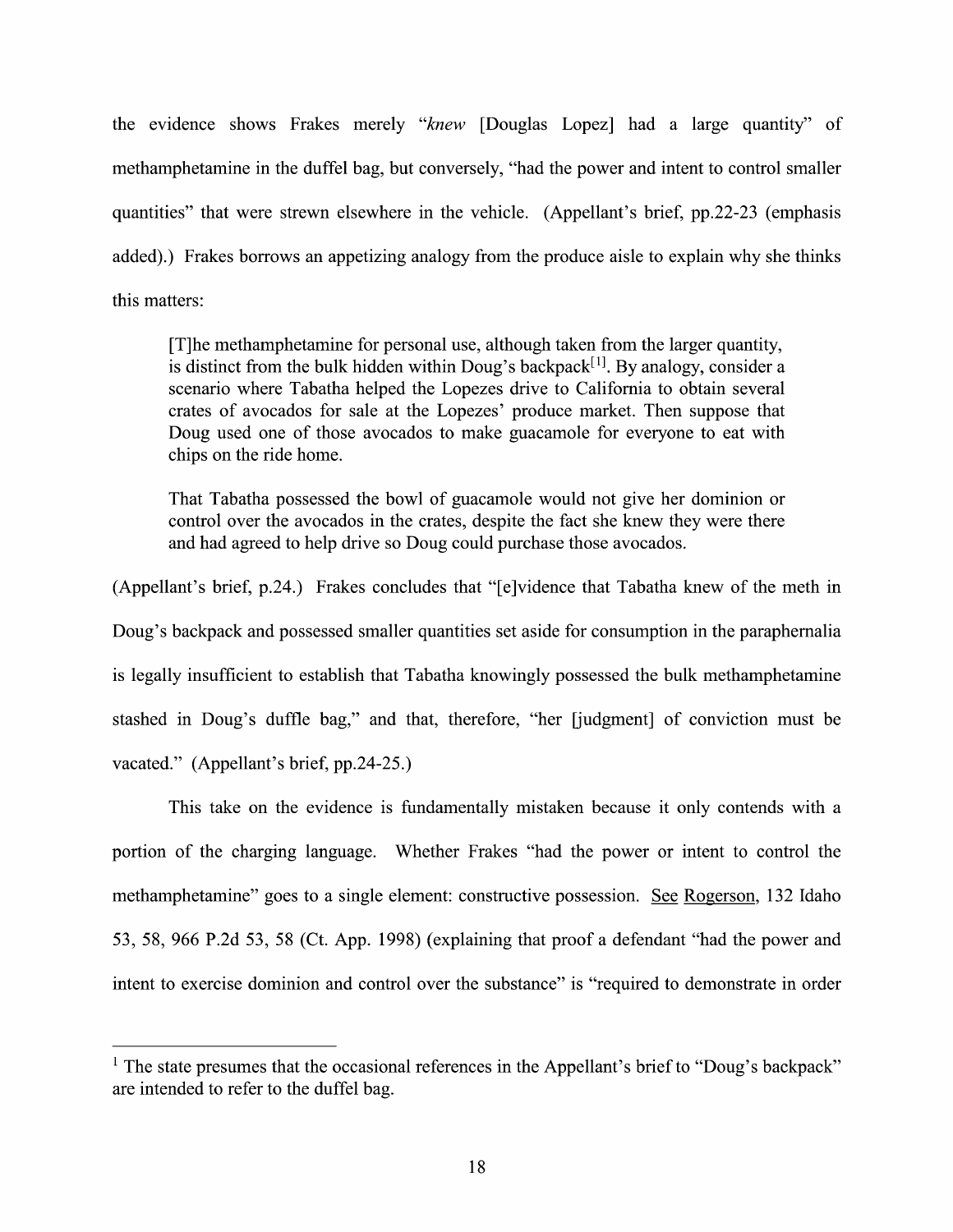the evidence shows Frakes merely "*knew* [Douglas Lopez] had a large quantity" of methamphetamine in the duffel bag, but conversely, "had the power and intent to control smaller quantities" that were strewn elsewhere in the vehicle. (Appellant's brief, pp.22-23 (emphasis added).) Frakes borrows an appetizing analogy from the produce aisle to explain why she thinks this matters:

> [T]he methamphetamine for personal use, although taken from the larger quantity, is distinct from the bulk hidden within Doug's backpack[1]. By analogy, consider a scenario where Tabatha helped the Lopezes drive to California to obtain several crates of avocados for sale at the Lopezes' produce market. Then suppose that Doug used one of those avocados to make guacamole for everyone to eat with chips on the ride home.
>
> That Tabatha possessed the bowl of guacamole would not give her dominion or control over the avocados in the crates, despite the fact she knew they were there and had agreed to help drive so Doug could purchase those avocados.

(Appellant's brief, p.24.) Frakes concludes that "[e]vidence that Tabatha knew of the meth in Doug's backpack and possessed smaller quantities set aside for consumption in the paraphernalia is legally insufficient to establish that Tabatha knowingly possessed the bulk methamphetamine stashed in Doug's duffle bag," and that, therefore, "her [judgment] of conviction must be vacated." (Appellant's brief, pp.24-25.)

This take on the evidence is fundamentally mistaken because it only contends with a portion of the charging language. Whether Frakes "had the power or intent to control the methamphetamine" goes to a single element: constructive possession. See Rogerson, 132 Idaho 53, 58, 966 P.2d 53, 58 (Ct. App. 1998) (explaining that proof a defendant "had the power and intent to exercise dominion and control over the substance" is "required to demonstrate in order

---

[1] The state presumes that the occasional references in the Appellant's brief to "Doug's backpack" are intended to refer to the duffel bag.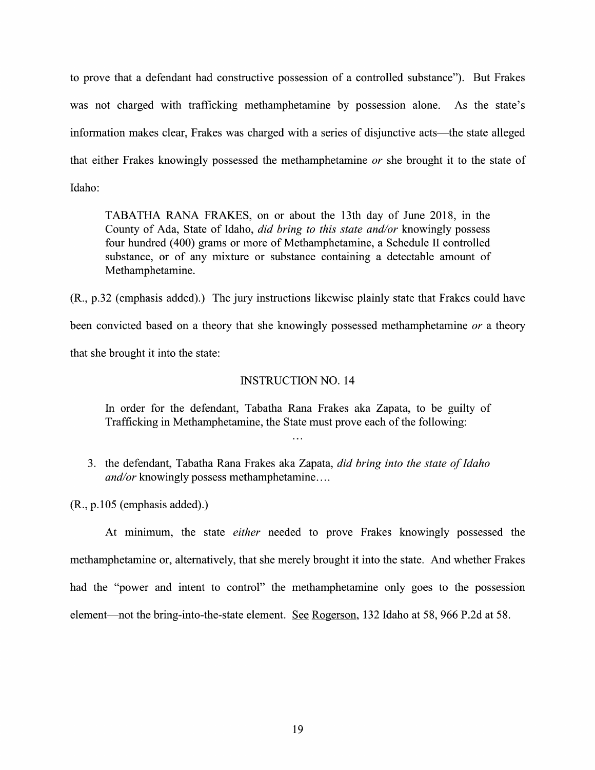to prove that a defendant had constructive possession of a controlled substance"). But Frakes was not charged with trafficking methamphetamine by possession alone. As the state's information makes clear, Frakes was charged with a series of disjunctive acts—the state alleged that either Frakes knowingly possessed the methamphetamine *or* she brought it to the state of Idaho:

> TABATHA RANA FRAKES, on or about the 13th day of June 2018, in the County of Ada, State of Idaho, *did bring to this state and/or* knowingly possess four hundred (400) grams or more of Methamphetamine, a Schedule II controlled substance, or of any mixture or substance containing a detectable amount of Methamphetamine.

(R., p.32 (emphasis added).) The jury instructions likewise plainly state that Frakes could have been convicted based on a theory that she knowingly possessed methamphetamine *or* a theory that she brought it into the state:

> INSTRUCTION NO. 14
>
> In order for the defendant, Tabatha Rana Frakes aka Zapata, to be guilty of Trafficking in Methamphetamine, the State must prove each of the following:
>
> ...
>
> 3. the defendant, Tabatha Rana Frakes aka Zapata, *did bring into the state of Idaho and/or* knowingly possess methamphetamine....

(R., p.105 (emphasis added).)

At minimum, the state *either* needed to prove Frakes knowingly possessed the methamphetamine or, alternatively, that she merely brought it into the state. And whether Frakes had the "power and intent to control" the methamphetamine only goes to the possession element—not the bring-into-the-state element. See Rogerson, 132 Idaho at 58, 966 P.2d at 58.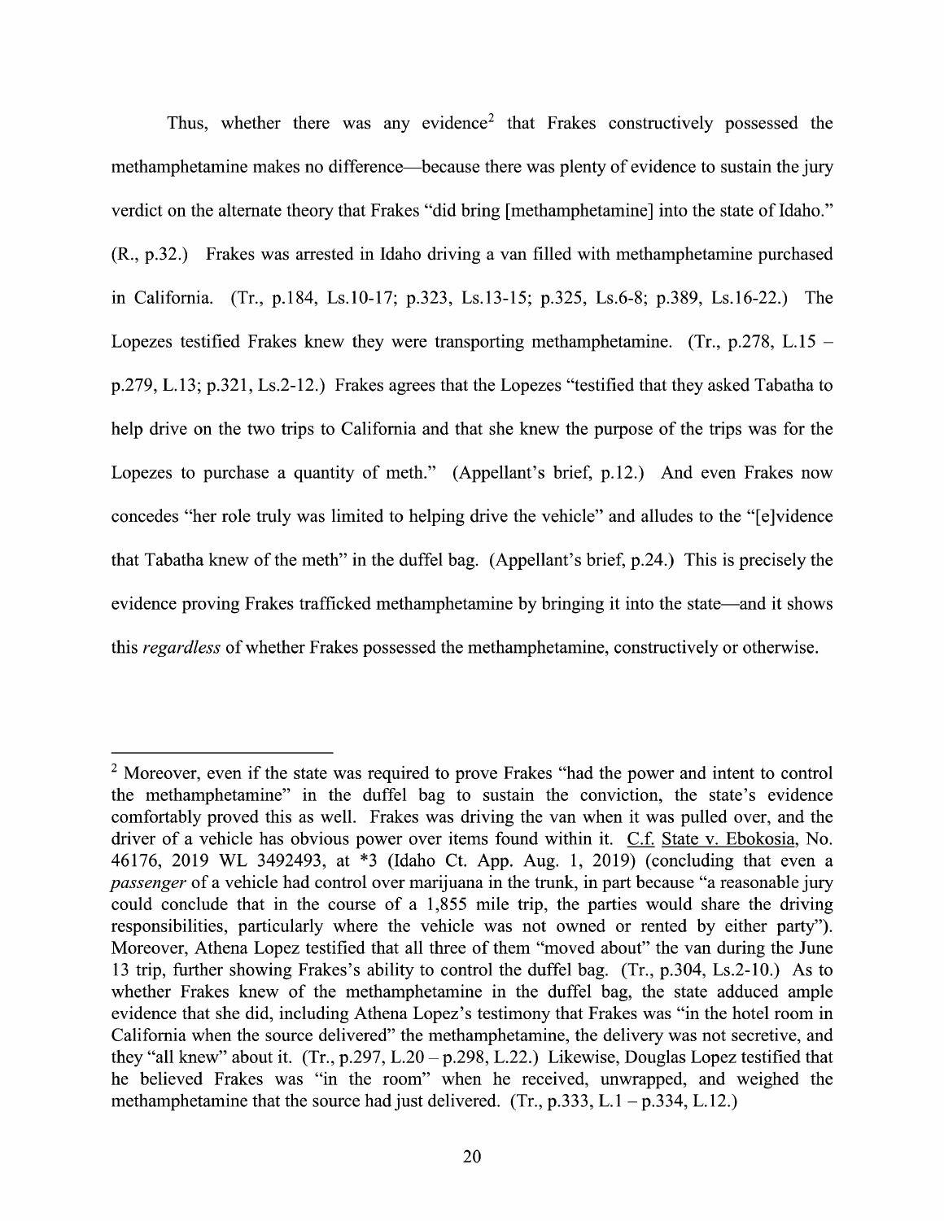Thus, whether there was any evidence[2] that Frakes constructively possessed the methamphetamine makes no difference—because there was plenty of evidence to sustain the jury verdict on the alternate theory that Frakes "did bring [methamphetamine] into the state of Idaho." (R., p.32.) Frakes was arrested in Idaho driving a van filled with methamphetamine purchased in California. (Tr., p.184, Ls.10-17; p.323, Ls.13-15; p.325, Ls.6-8; p.389, Ls.16-22.) The Lopezes testified Frakes knew they were transporting methamphetamine. (Tr., p.278, L.15 – p.279, L.13; p.321, Ls.2-12.) Frakes agrees that the Lopezes "testified that they asked Tabatha to help drive on the two trips to California and that she knew the purpose of the trips was for the Lopezes to purchase a quantity of meth." (Appellant's brief, p.12.) And even Frakes now concedes "her role truly was limited to helping drive the vehicle" and alludes to the "[e]vidence that Tabatha knew of the meth" in the duffel bag. (Appellant's brief, p.24.) This is precisely the evidence proving Frakes trafficked methamphetamine by bringing it into the state—and it shows this *regardless* of whether Frakes possessed the methamphetamine, constructively or otherwise.

---

[2] Moreover, even if the state was required to prove Frakes "had the power and intent to control the methamphetamine" in the duffel bag to sustain the conviction, the state's evidence comfortably proved this as well. Frakes was driving the van when it was pulled over, and the driver of a vehicle has obvious power over items found within it. C.f. State v. Ebokosia, No. 46176, 2019 WL 3492493, at *3 (Idaho Ct. App. Aug. 1, 2019) (concluding that even a *passenger* of a vehicle had control over marijuana in the trunk, in part because "a reasonable jury could conclude that in the course of a 1,855 mile trip, the parties would share the driving responsibilities, particularly where the vehicle was not owned or rented by either party"). Moreover, Athena Lopez testified that all three of them "moved about" the van during the June 13 trip, further showing Frakes's ability to control the duffel bag. (Tr., p.304, Ls.2-10.) As to whether Frakes knew of the methamphetamine in the duffel bag, the state adduced ample evidence that she did, including Athena Lopez's testimony that Frakes was "in the hotel room in California when the source delivered" the methamphetamine, the delivery was not secretive, and they "all knew" about it. (Tr., p.297, L.20 – p.298, L.22.) Likewise, Douglas Lopez testified that he believed Frakes was "in the room" when he received, unwrapped, and weighed the methamphetamine that the source had just delivered. (Tr., p.333, L.1 – p.334, L.12.)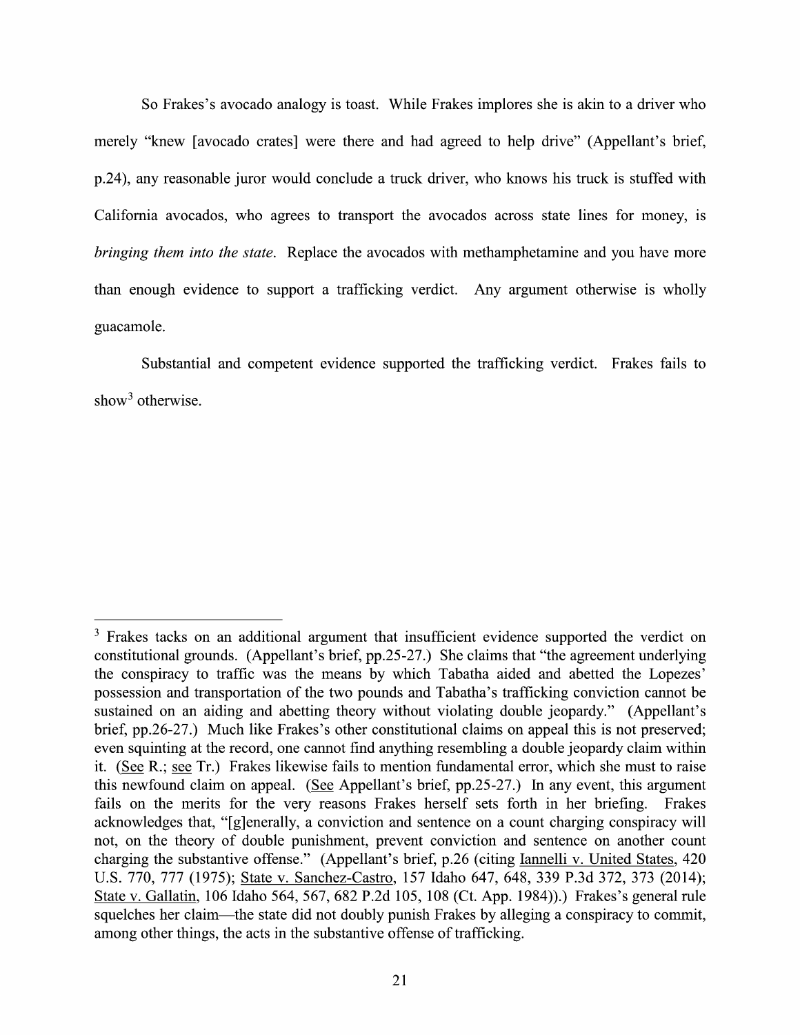So Frakes's avocado analogy is toast. While Frakes implores she is akin to a driver who merely "knew [avocado crates] were there and had agreed to help drive" (Appellant's brief, p.24), any reasonable juror would conclude a truck driver, who knows his truck is stuffed with California avocados, who agrees to transport the avocados across state lines for money, is *bringing them into the state*. Replace the avocados with methamphetamine and you have more than enough evidence to support a trafficking verdict. Any argument otherwise is wholly guacamole.

Substantial and competent evidence supported the trafficking verdict. Frakes fails to show[3] otherwise.

---

[3] Frakes tacks on an additional argument that insufficient evidence supported the verdict on constitutional grounds. (Appellant's brief, pp.25-27.) She claims that "the agreement underlying the conspiracy to traffic was the means by which Tabatha aided and abetted the Lopezes' possession and transportation of the two pounds and Tabatha's trafficking conviction cannot be sustained on an aiding and abetting theory without violating double jeopardy." (Appellant's brief, pp.26-27.) Much like Frakes's other constitutional claims on appeal this is not preserved; even squinting at the record, one cannot find anything resembling a double jeopardy claim within it. (See R.; see Tr.) Frakes likewise fails to mention fundamental error, which she must to raise this newfound claim on appeal. (See Appellant's brief, pp.25-27.) In any event, this argument fails on the merits for the very reasons Frakes herself sets forth in her briefing. Frakes acknowledges that, "[g]enerally, a conviction and sentence on a count charging conspiracy will not, on the theory of double punishment, prevent conviction and sentence on another count charging the substantive offense." (Appellant's brief, p.26 (citing Iannelli v. United States, 420 U.S. 770, 777 (1975); State v. Sanchez-Castro, 157 Idaho 647, 648, 339 P.3d 372, 373 (2014); State v. Gallatin, 106 Idaho 564, 567, 682 P.2d 105, 108 (Ct. App. 1984)).) Frakes's general rule squelches her claim—the state did not doubly punish Frakes by alleging a conspiracy to commit, among other things, the acts in the substantive offense of trafficking.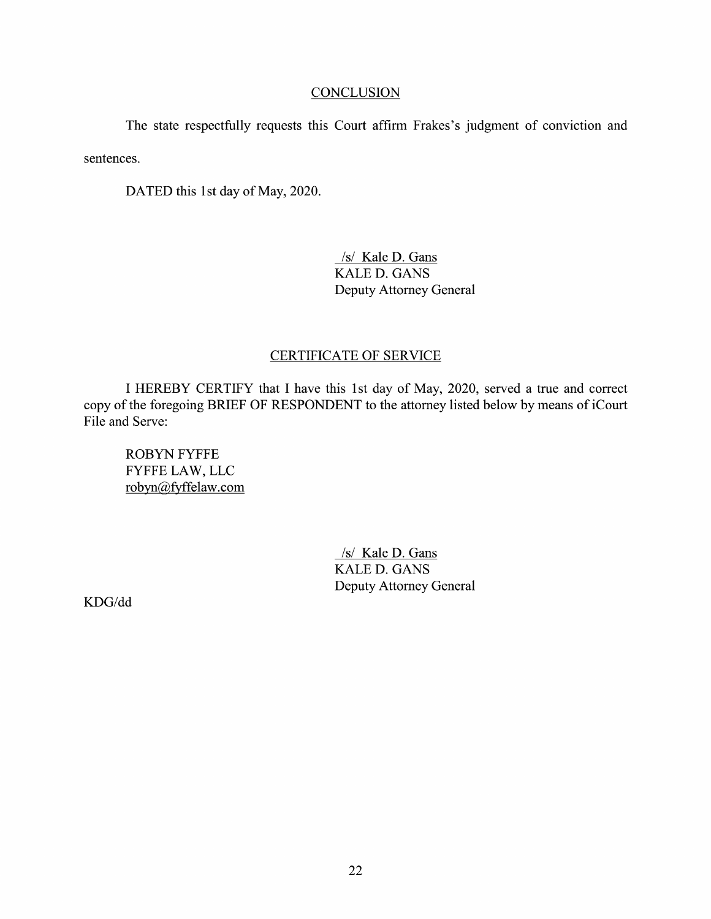## CONCLUSION

The state respectfully requests this Court affirm Frakes's judgment of conviction and sentences.

DATED this 1st day of May, 2020.

/s/ Kale D. Gans
KALE D. GANS
Deputy Attorney General

## CERTIFICATE OF SERVICE

I HEREBY CERTIFY that I have this 1st day of May, 2020, served a true and correct copy of the foregoing BRIEF OF RESPONDENT to the attorney listed below by means of iCourt File and Serve:

ROBYN FYFFE
FYFFE LAW, LLC
robyn@fyffelaw.com

/s/ Kale D. Gans
KALE D. GANS
Deputy Attorney General

KDG/dd